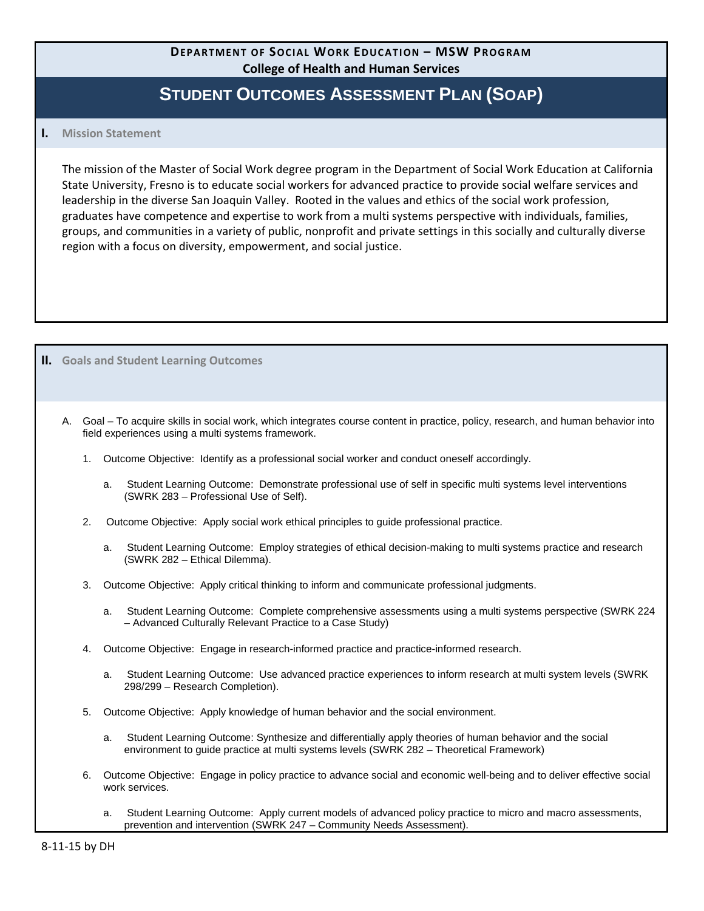**DEPARTMENT OF SOCIAL WORK EDUCATION – MSW PROGRAM**
**College of Health and Human Services**

# STUDENT OUTCOMES ASSESSMENT PLAN (SOAP)

## I. Mission Statement

The mission of the Master of Social Work degree program in the Department of Social Work Education at California State University, Fresno is to educate social workers for advanced practice to provide social welfare services and leadership in the diverse San Joaquin Valley. Rooted in the values and ethics of the social work profession, graduates have competence and expertise to work from a multi systems perspective with individuals, families, groups, and communities in a variety of public, nonprofit and private settings in this socially and culturally diverse region with a focus on diversity, empowerment, and social justice.

## II. Goals and Student Learning Outcomes

A. Goal – To acquire skills in social work, which integrates course content in practice, policy, research, and human behavior into field experiences using a multi systems framework.

1. Outcome Objective: Identify as a professional social worker and conduct oneself accordingly.
    a. Student Learning Outcome: Demonstrate professional use of self in specific multi systems level interventions (SWRK 283 – Professional Use of Self).

2. Outcome Objective: Apply social work ethical principles to guide professional practice.
    a. Student Learning Outcome: Employ strategies of ethical decision-making to multi systems practice and research (SWRK 282 – Ethical Dilemma).

3. Outcome Objective: Apply critical thinking to inform and communicate professional judgments.
    a. Student Learning Outcome: Complete comprehensive assessments using a multi systems perspective (SWRK 224 – Advanced Culturally Relevant Practice to a Case Study)

4. Outcome Objective: Engage in research-informed practice and practice-informed research.
    a. Student Learning Outcome: Use advanced practice experiences to inform research at multi system levels (SWRK 298/299 – Research Completion).

5. Outcome Objective: Apply knowledge of human behavior and the social environment.
    a. Student Learning Outcome: Synthesize and differentially apply theories of human behavior and the social environment to guide practice at multi systems levels (SWRK 282 – Theoretical Framework)

6. Outcome Objective: Engage in policy practice to advance social and economic well-being and to deliver effective social work services.
    a. Student Learning Outcome: Apply current models of advanced policy practice to micro and macro assessments, prevention and intervention (SWRK 247 – Community Needs Assessment).

8-11-15 by DH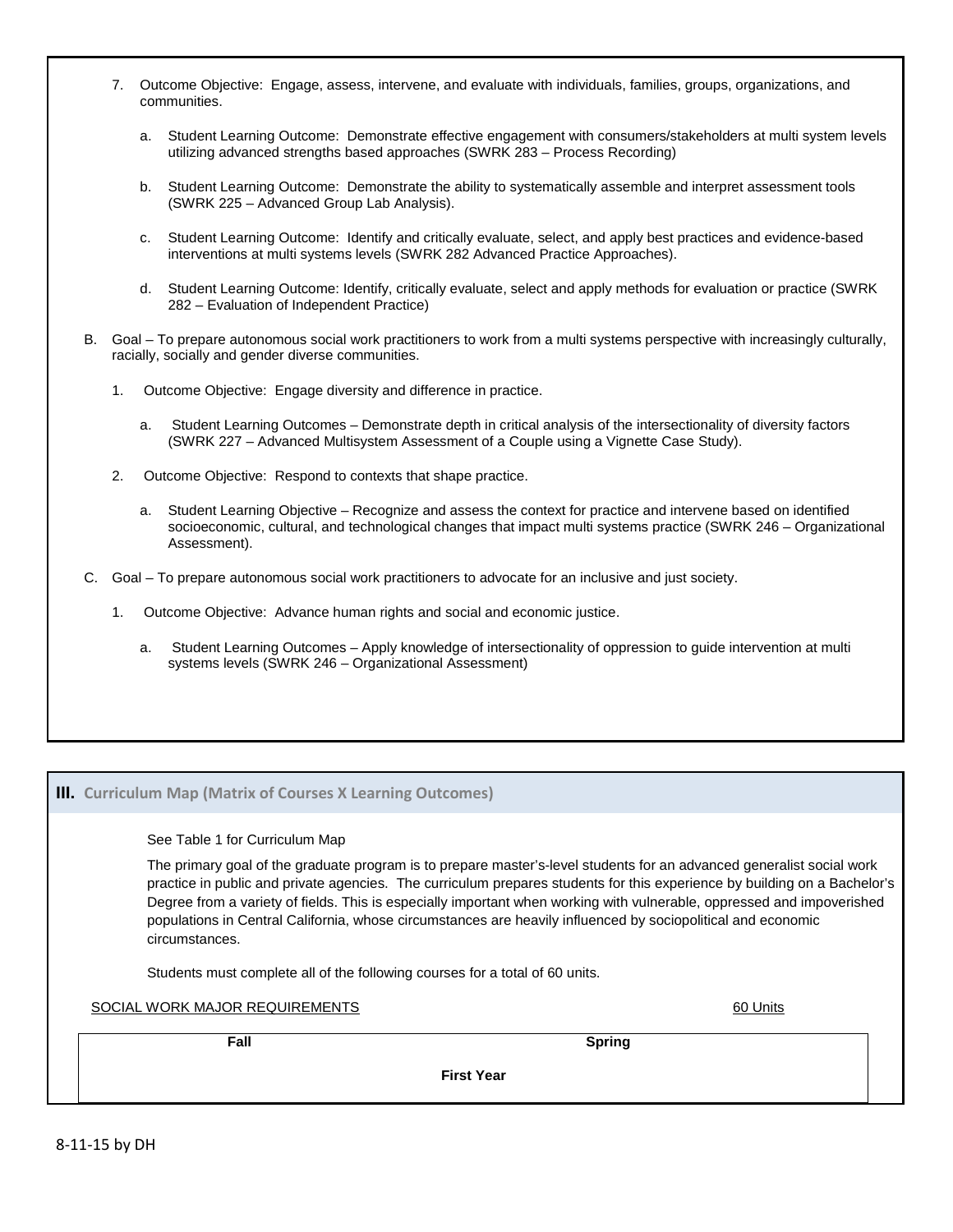7. Outcome Objective: Engage, assess, intervene, and evaluate with individuals, families, groups, organizations, and communities.

   a. Student Learning Outcome: Demonstrate effective engagement with consumers/stakeholders at multi system levels utilizing advanced strengths based approaches (SWRK 283 – Process Recording)

   b. Student Learning Outcome: Demonstrate the ability to systematically assemble and interpret assessment tools (SWRK 225 – Advanced Group Lab Analysis).

   c. Student Learning Outcome: Identify and critically evaluate, select, and apply best practices and evidence-based interventions at multi systems levels (SWRK 282 Advanced Practice Approaches).

   d. Student Learning Outcome: Identify, critically evaluate, select and apply methods for evaluation or practice (SWRK 282 – Evaluation of Independent Practice)

B. Goal – To prepare autonomous social work practitioners to work from a multi systems perspective with increasingly culturally, racially, socially and gender diverse communities.

   1. Outcome Objective: Engage diversity and difference in practice.

      a. Student Learning Outcomes – Demonstrate depth in critical analysis of the intersectionality of diversity factors (SWRK 227 – Advanced Multisystem Assessment of a Couple using a Vignette Case Study).

   2. Outcome Objective: Respond to contexts that shape practice.

      a. Student Learning Objective – Recognize and assess the context for practice and intervene based on identified socioeconomic, cultural, and technological changes that impact multi systems practice (SWRK 246 – Organizational Assessment).

C. Goal – To prepare autonomous social work practitioners to advocate for an inclusive and just society.

   1. Outcome Objective: Advance human rights and social and economic justice.

      a. Student Learning Outcomes – Apply knowledge of intersectionality of oppression to guide intervention at multi systems levels (SWRK 246 – Organizational Assessment)

## III. Curriculum Map (Matrix of Courses X Learning Outcomes)

See Table 1 for Curriculum Map

The primary goal of the graduate program is to prepare master's-level students for an advanced generalist social work practice in public and private agencies. The curriculum prepares students for this experience by building on a Bachelor's Degree from a variety of fields. This is especially important when working with vulnerable, oppressed and impoverished populations in Central California, whose circumstances are heavily influenced by sociopolitical and economic circumstances.

Students must complete all of the following courses for a total of 60 units.

SOCIAL WORK MAJOR REQUIREMENTS 60 Units

| Fall | Spring |
|---|---|
| **First Year** | |

8-11-15 by DH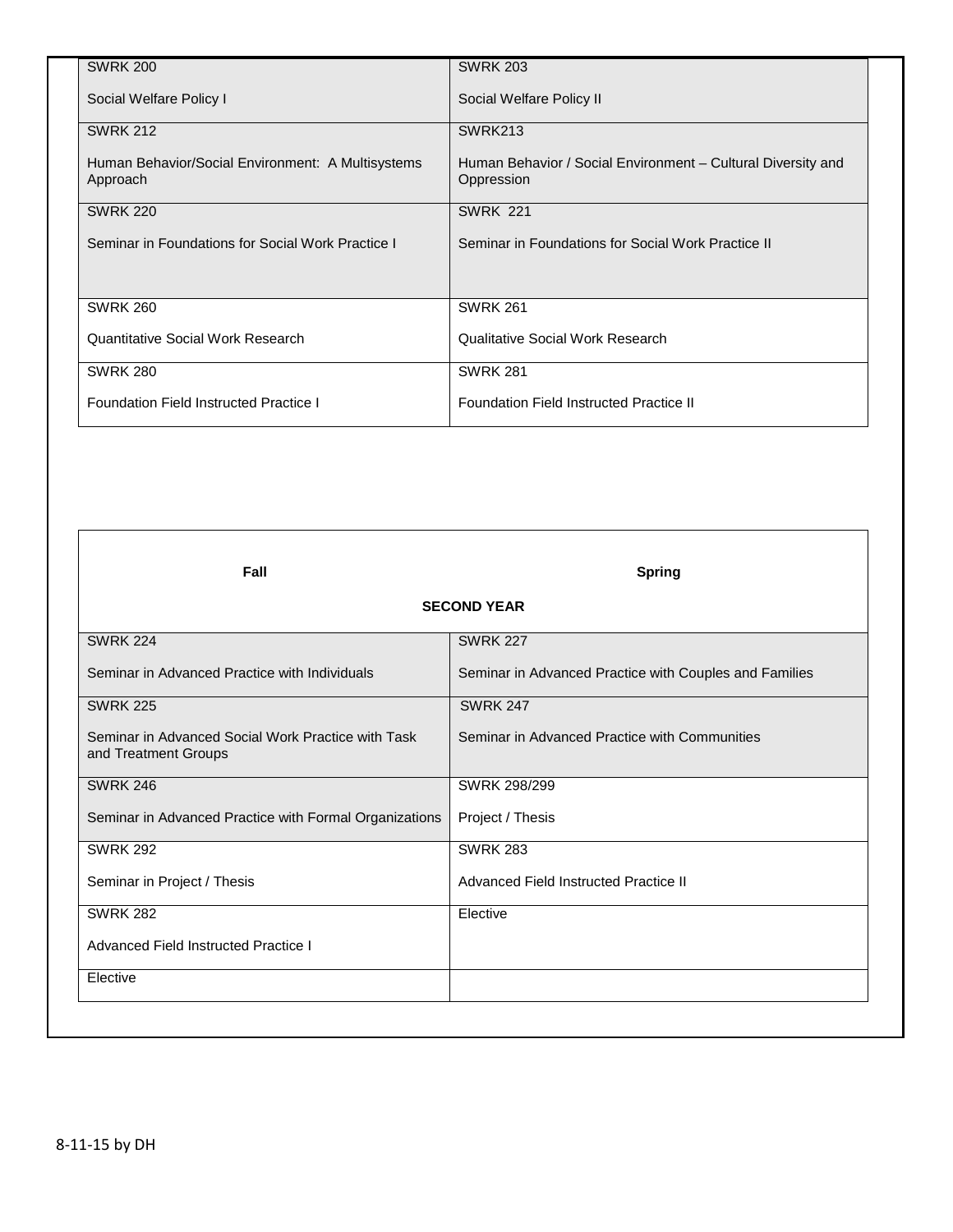| | |
|---|---|
| SWRK 200<br><br>Social Welfare Policy I | SWRK 203<br><br>Social Welfare Policy II |
| SWRK 212<br><br>Human Behavior/Social Environment: A Multisystems Approach | SWRK213<br><br>Human Behavior / Social Environment – Cultural Diversity and Oppression |
| SWRK 220<br><br>Seminar in Foundations for Social Work Practice I | SWRK 221<br><br>Seminar in Foundations for Social Work Practice II |
| SWRK 260<br><br>Quantitative Social Work Research | SWRK 261<br><br>Qualitative Social Work Research |
| SWRK 280<br><br>Foundation Field Instructed Practice I | SWRK 281<br><br>Foundation Field Instructed Practice II |

**SECOND YEAR**

| **Fall** | **Spring** |
|---|---|
| SWRK 224<br><br>Seminar in Advanced Practice with Individuals | SWRK 227<br><br>Seminar in Advanced Practice with Couples and Families |
| SWRK 225<br><br>Seminar in Advanced Social Work Practice with Task and Treatment Groups | SWRK 247<br><br>Seminar in Advanced Practice with Communities |
| SWRK 246<br><br>Seminar in Advanced Practice with Formal Organizations | SWRK 298/299<br><br>Project / Thesis |
| SWRK 292<br><br>Seminar in Project / Thesis | SWRK 283<br><br>Advanced Field Instructed Practice II |
| SWRK 282<br><br>Advanced Field Instructed Practice I | Elective |
| Elective | |

8-11-15 by DH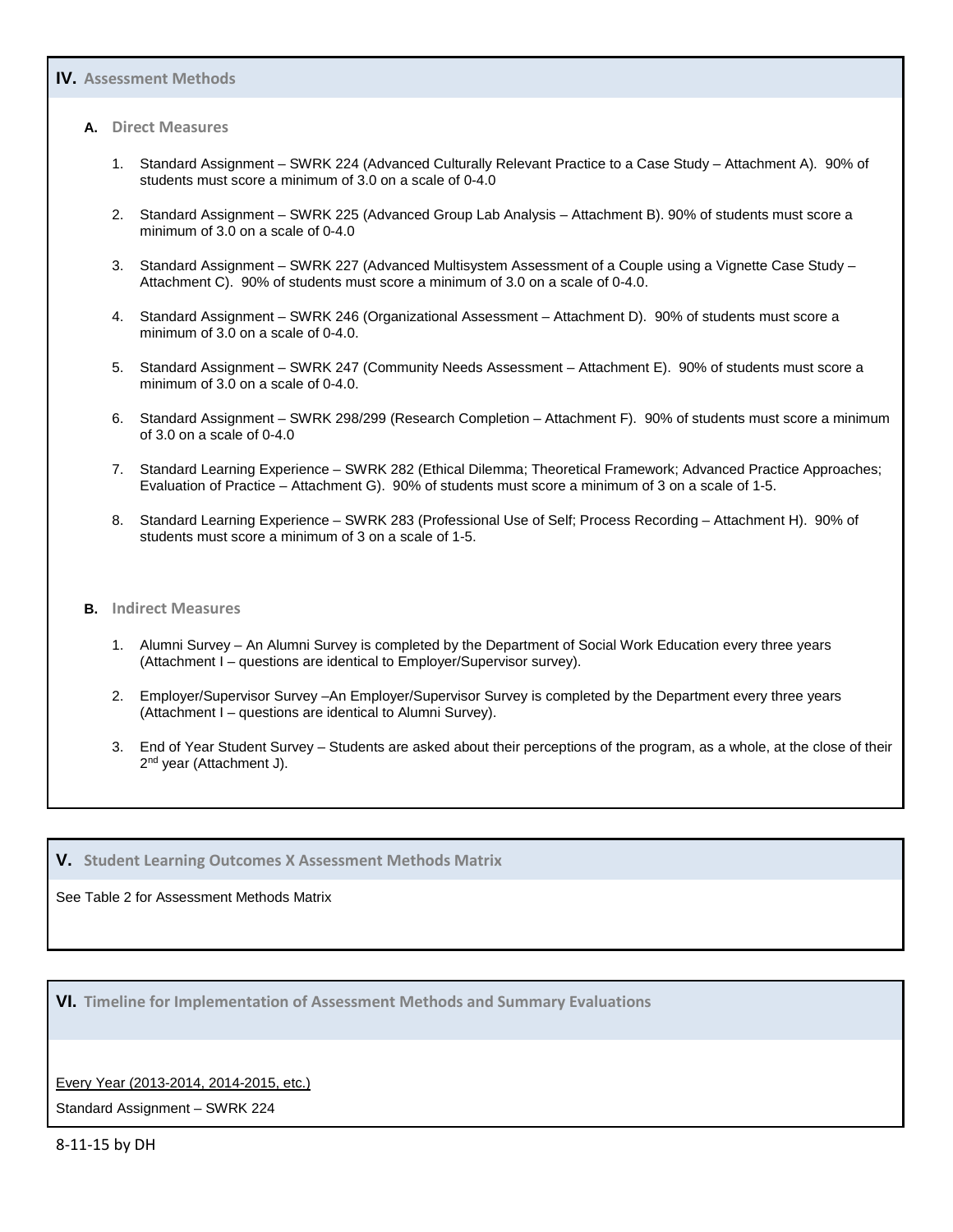## IV. Assessment Methods

### A. Direct Measures

1. Standard Assignment – SWRK 224 (Advanced Culturally Relevant Practice to a Case Study – Attachment A). 90% of students must score a minimum of 3.0 on a scale of 0-4.0
2. Standard Assignment – SWRK 225 (Advanced Group Lab Analysis – Attachment B). 90% of students must score a minimum of 3.0 on a scale of 0-4.0
3. Standard Assignment – SWRK 227 (Advanced Multisystem Assessment of a Couple using a Vignette Case Study – Attachment C). 90% of students must score a minimum of 3.0 on a scale of 0-4.0.
4. Standard Assignment – SWRK 246 (Organizational Assessment – Attachment D). 90% of students must score a minimum of 3.0 on a scale of 0-4.0.
5. Standard Assignment – SWRK 247 (Community Needs Assessment – Attachment E). 90% of students must score a minimum of 3.0 on a scale of 0-4.0.
6. Standard Assignment – SWRK 298/299 (Research Completion – Attachment F). 90% of students must score a minimum of 3.0 on a scale of 0-4.0
7. Standard Learning Experience – SWRK 282 (Ethical Dilemma; Theoretical Framework; Advanced Practice Approaches; Evaluation of Practice – Attachment G). 90% of students must score a minimum of 3 on a scale of 1-5.
8. Standard Learning Experience – SWRK 283 (Professional Use of Self; Process Recording – Attachment H). 90% of students must score a minimum of 3 on a scale of 1-5.

### B. Indirect Measures

1. Alumni Survey – An Alumni Survey is completed by the Department of Social Work Education every three years (Attachment I – questions are identical to Employer/Supervisor survey).
2. Employer/Supervisor Survey –An Employer/Supervisor Survey is completed by the Department every three years (Attachment I – questions are identical to Alumni Survey).
3. End of Year Student Survey – Students are asked about their perceptions of the program, as a whole, at the close of their 2nd year (Attachment J).

## V. Student Learning Outcomes X Assessment Methods Matrix

See Table 2 for Assessment Methods Matrix

## VI. Timeline for Implementation of Assessment Methods and Summary Evaluations

Every Year (2013-2014, 2014-2015, etc.)

Standard Assignment – SWRK 224

8-11-15 by DH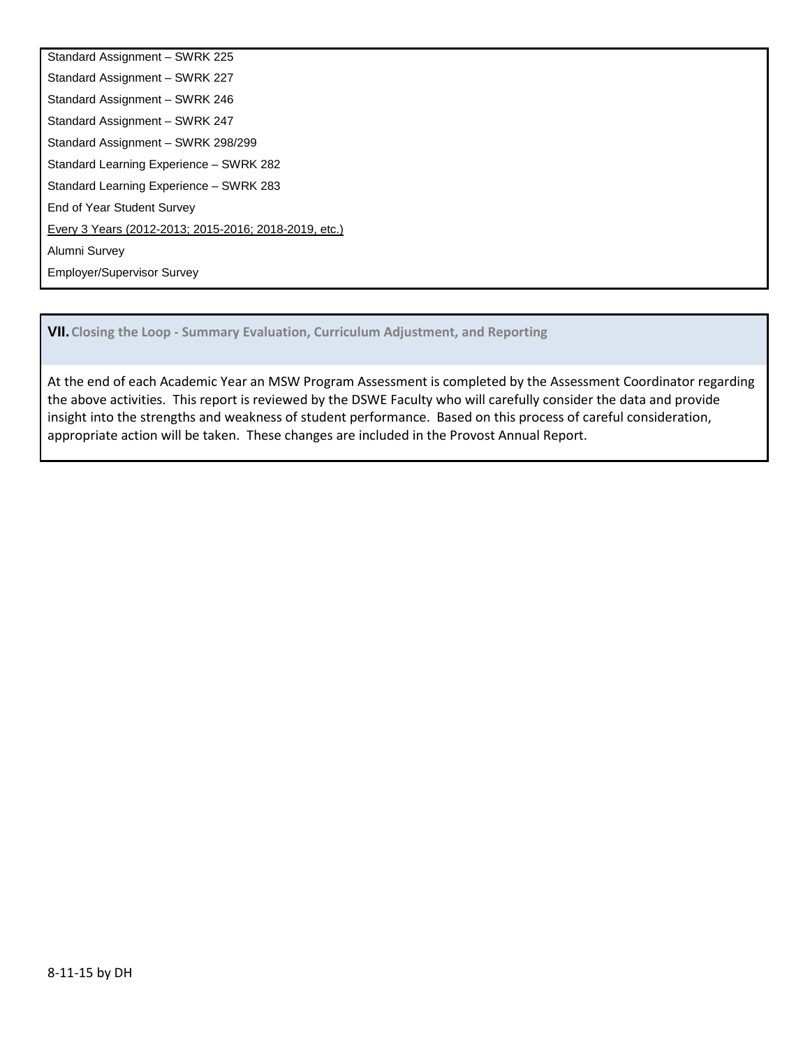Standard Assignment – SWRK 225

Standard Assignment – SWRK 227

Standard Assignment – SWRK 246

Standard Assignment – SWRK 247

Standard Assignment – SWRK 298/299

Standard Learning Experience – SWRK 282

Standard Learning Experience – SWRK 283

End of Year Student Survey

Every 3 Years (2012-2013; 2015-2016; 2018-2019, etc.)

Alumni Survey

Employer/Supervisor Survey

## VII. Closing the Loop - Summary Evaluation, Curriculum Adjustment, and Reporting

At the end of each Academic Year an MSW Program Assessment is completed by the Assessment Coordinator regarding the above activities. This report is reviewed by the DSWE Faculty who will carefully consider the data and provide insight into the strengths and weakness of student performance. Based on this process of careful consideration, appropriate action will be taken. These changes are included in the Provost Annual Report.

8-11-15 by DH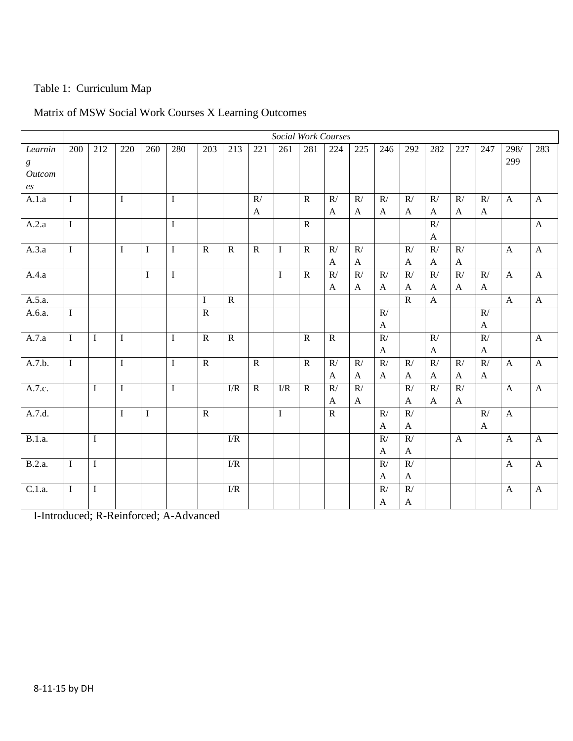Table 1: Curriculum Map

Matrix of MSW Social Work Courses X Learning Outcomes

| | *Social Work Courses* | | | | | | | | | | | | | | | | | | |
|---|---|---|---|---|---|---|---|---|---|---|---|---|---|---|---|---|---|---|---|
| *Learning Outcomes* | 200 | 212 | 220 | 260 | 280 | 203 | 213 | 221 | 261 | 281 | 224 | 225 | 246 | 292 | 282 | 227 | 247 | 298/299 | 283 |
| A.1.a | I | | I | | I | | | R/A | | R | R/A | R/A | R/A | R/A | R/A | R/A | R/A | A | A |
| A.2.a | I | | | | I | | | | | R | | | | | R/A | | | | A |
| A.3.a | I | | I | I | I | R | R | R | I | R | R/A | R/A | | R/A | R/A | R/A | | A | A |
| A.4.a | | | | I | I | | | | I | R | R/A | R/A | R/A | R/A | R/A | R/A | R/A | A | A |
| A.5.a. | | | | | | I | R | | | | | | | R | A | | | A | A |
| A.6.a. | I | | | | | R | | | | | | | R/A | | | | R/A | | |
| A.7.a | I | I | I | | I | R | R | | | R | R | | R/A | | R/A | | R/A | | A |
| A.7.b. | I | | I | | I | R | | R | | R | R/A | R/A | R/A | R/A | R/A | R/A | R/A | A | A |
| A.7.c. | | I | I | | I | | I/R | R | I/R | R | R/A | R/A | | R/A | R/A | R/A | | A | A |
| A.7.d. | | | I | I | | R | | | I | | R | | R/A | R/A | | | R/A | A | |
| B.1.a. | | I | | | | | I/R | | | | | | R/A | R/A | | A | | A | A |
| B.2.a. | I | I | | | | | I/R | | | | | | R/A | R/A | | | | A | A |
| C.1.a. | I | I | | | | | I/R | | | | | | R/A | R/A | | | | A | A |

I-Introduced; R-Reinforced; A-Advanced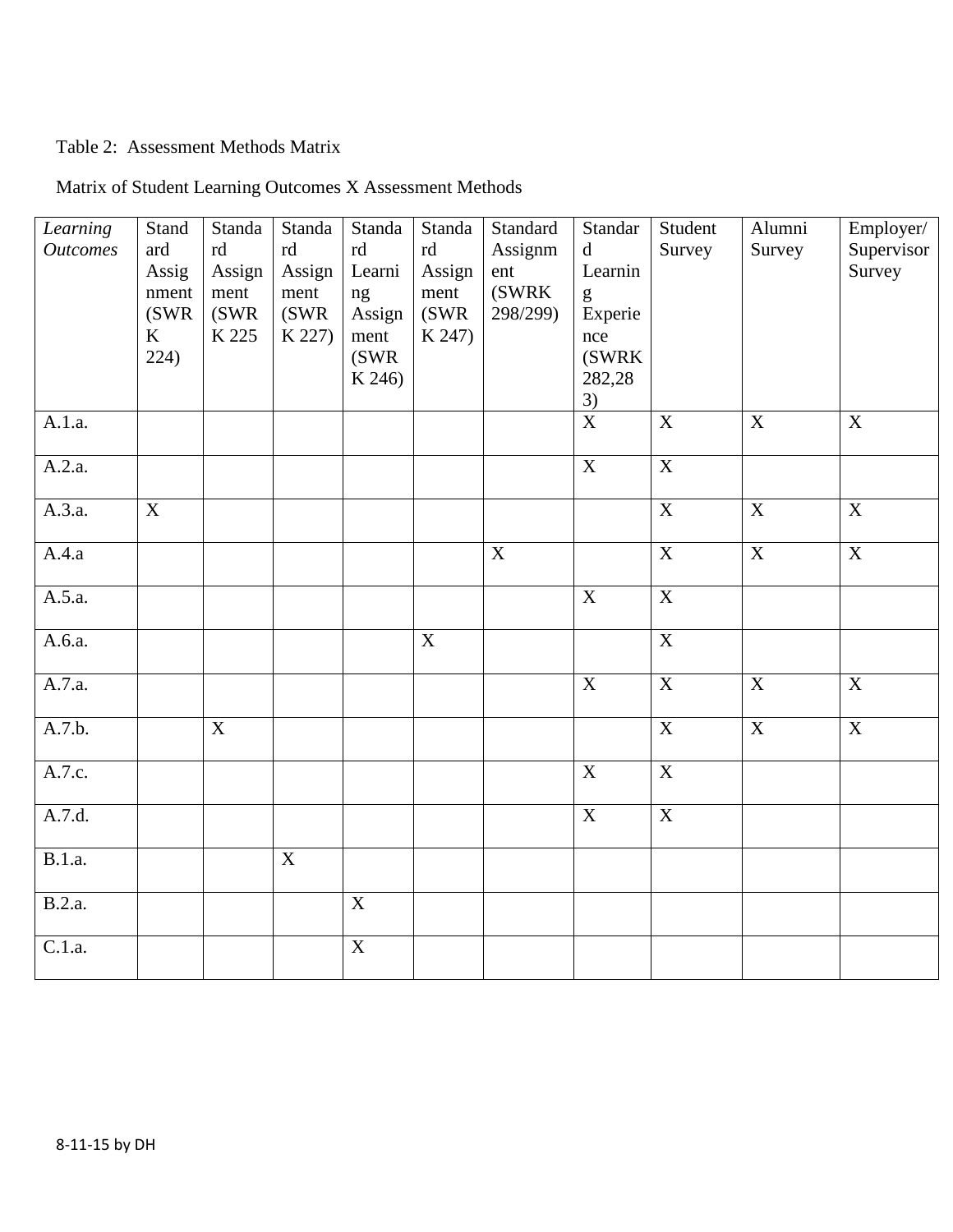Table 2: Assessment Methods Matrix

Matrix of Student Learning Outcomes X Assessment Methods

| *Learning Outcomes* | Standard Assignment (SWRK 224) | Standard Assignment (SWRK 225 | Standard Assignment (SWRK 227) | Standard Learning Assignment (SWRK 246) | Standard Assignment (SWRK 247) | Standard Assignment (SWRK 298/299) | Standard Learning Experience (SWRK 282,283) | Student Survey | Alumni Survey | Employer/ Supervisor Survey |
|---|---|---|---|---|---|---|---|---|---|---|
| A.1.a. | | | | | | | X | X | X | X |
| A.2.a. | | | | | | | X | X | | |
| A.3.a. | X | | | | | | | X | X | X |
| A.4.a | | | | | | X | | X | X | X |
| A.5.a. | | | | | | | X | X | | |
| A.6.a. | | | | | X | | | X | | |
| A.7.a. | | | | | | | X | X | X | X |
| A.7.b. | | X | | | | | | X | X | X |
| A.7.c. | | | | | | | X | X | | |
| A.7.d. | | | | | | | X | X | | |
| B.1.a. | | | X | | | | | | | |
| B.2.a. | | | | X | | | | | | |
| C.1.a. | | | | X | | | | | | |

8-11-15 by DH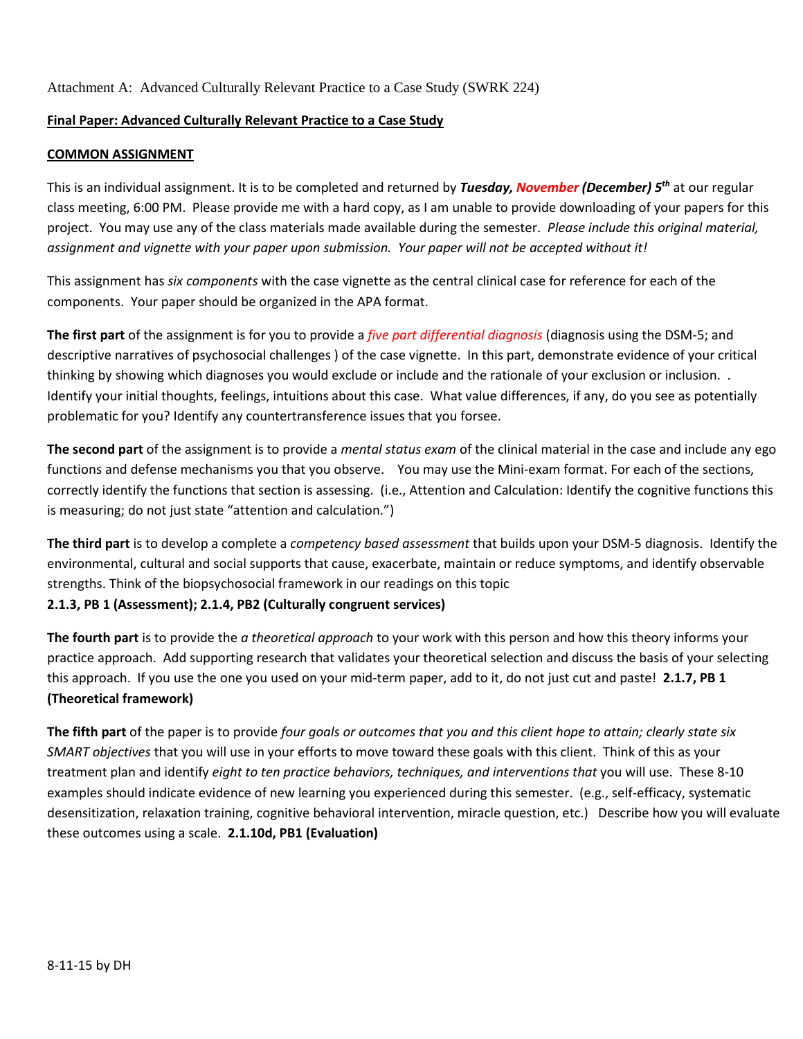Attachment A: Advanced Culturally Relevant Practice to a Case Study (SWRK 224)

**Final Paper: Advanced Culturally Relevant Practice to a Case Study**

**COMMON ASSIGNMENT**

This is an individual assignment. It is to be completed and returned by ***Tuesday, November (December) 5th*** at our regular class meeting, 6:00 PM. Please provide me with a hard copy, as I am unable to provide downloading of your papers for this project. You may use any of the class materials made available during the semester. *Please include this original material, assignment and vignette with your paper upon submission. Your paper will not be accepted without it!*

This assignment has *six components* with the case vignette as the central clinical case for reference for each of the components. Your paper should be organized in the APA format.

**The first part** of the assignment is for you to provide a *five part differential diagnosis* (diagnosis using the DSM-5; and descriptive narratives of psychosocial challenges ) of the case vignette. In this part, demonstrate evidence of your critical thinking by showing which diagnoses you would exclude or include and the rationale of your exclusion or inclusion. . Identify your initial thoughts, feelings, intuitions about this case. What value differences, if any, do you see as potentially problematic for you? Identify any countertransference issues that you forsee.

**The second part** of the assignment is to provide a *mental status exam* of the clinical material in the case and include any ego functions and defense mechanisms you that you observe. You may use the Mini-exam format. For each of the sections, correctly identify the functions that section is assessing. (i.e., Attention and Calculation: Identify the cognitive functions this is measuring; do not just state "attention and calculation.")

**The third part** is to develop a complete a *competency based assessment* that builds upon your DSM-5 diagnosis. Identify the environmental, cultural and social supports that cause, exacerbate, maintain or reduce symptoms, and identify observable strengths. Think of the biopsychosocial framework in our readings on this topic
**2.1.3, PB 1 (Assessment); 2.1.4, PB2 (Culturally congruent services)**

**The fourth part** is to provide the *a theoretical approach* to your work with this person and how this theory informs your practice approach. Add supporting research that validates your theoretical selection and discuss the basis of your selecting this approach. If you use the one you used on your mid-term paper, add to it, do not just cut and paste! **2.1.7, PB 1 (Theoretical framework)**

**The fifth part** of the paper is to provide *four goals or outcomes that you and this client hope to attain; clearly state six SMART objectives* that you will use in your efforts to move toward these goals with this client. Think of this as your treatment plan and identify *eight to ten practice behaviors, techniques, and interventions that* you will use. These 8-10 examples should indicate evidence of new learning you experienced during this semester. (e.g., self-efficacy, systematic desensitization, relaxation training, cognitive behavioral intervention, miracle question, etc.) Describe how you will evaluate these outcomes using a scale. **2.1.10d, PB1 (Evaluation)**

8-11-15 by DH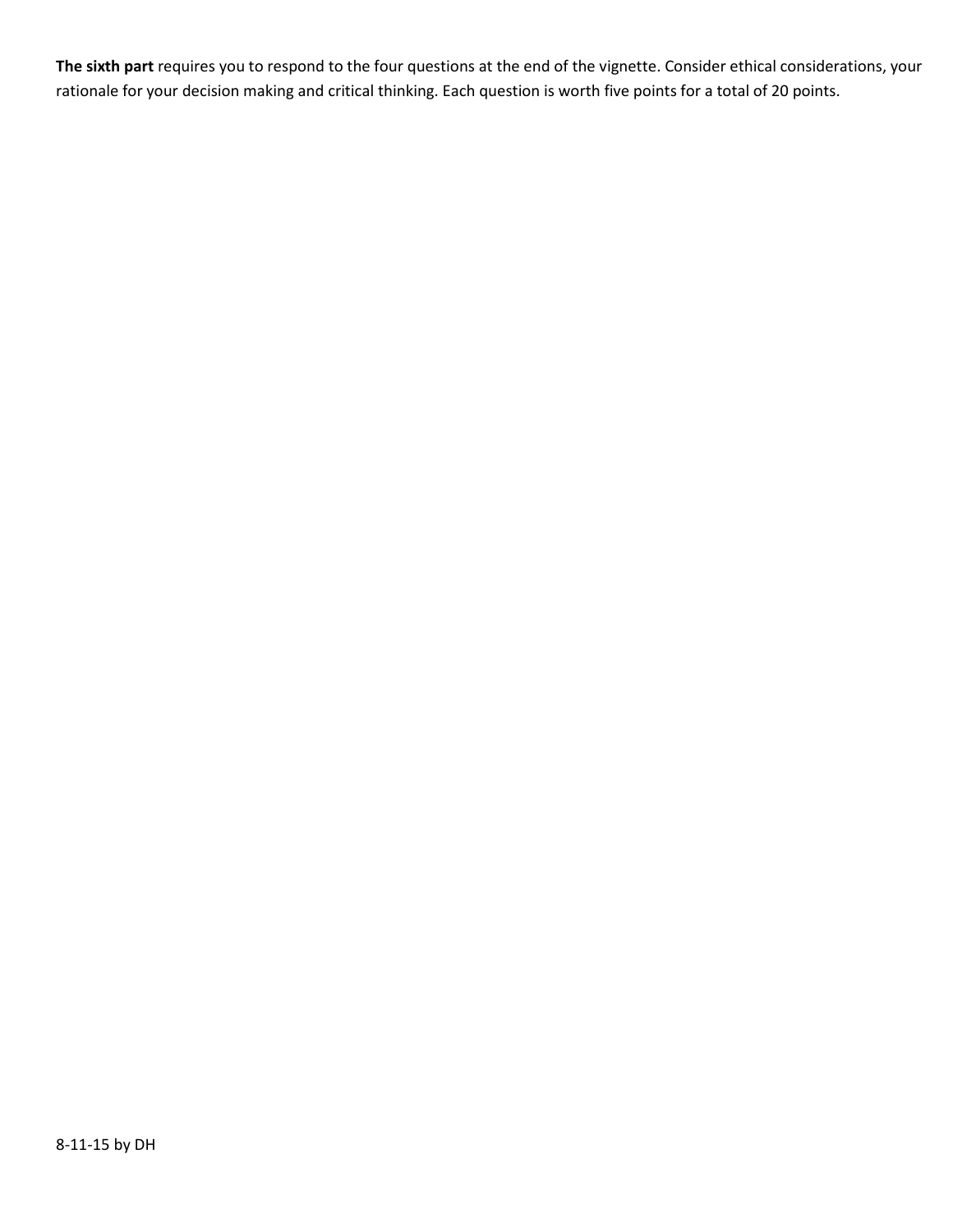**The sixth part** requires you to respond to the four questions at the end of the vignette. Consider ethical considerations, your rationale for your decision making and critical thinking. Each question is worth five points for a total of 20 points.

8-11-15 by DH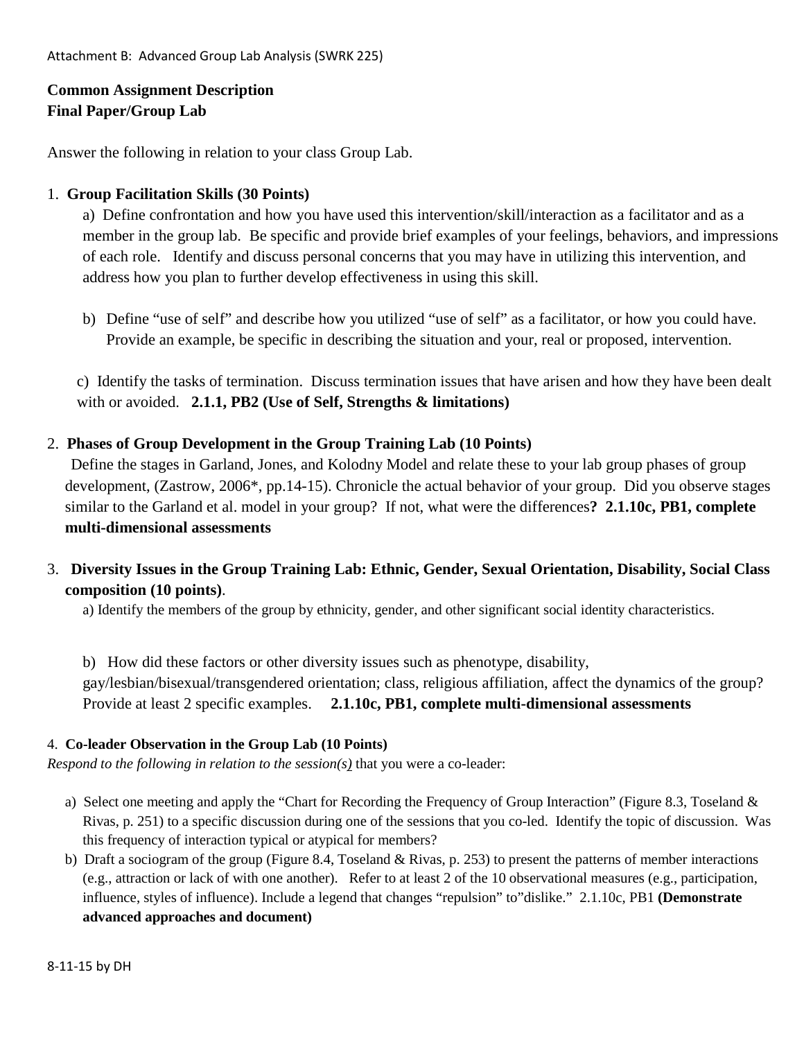Attachment B: Advanced Group Lab Analysis (SWRK 225)

**Common Assignment Description**
**Final Paper/Group Lab**

Answer the following in relation to your class Group Lab.

1. **Group Facilitation Skills (30 Points)**

   a) Define confrontation and how you have used this intervention/skill/interaction as a facilitator and as a member in the group lab. Be specific and provide brief examples of your feelings, behaviors, and impressions of each role. Identify and discuss personal concerns that you may have in utilizing this intervention, and address how you plan to further develop effectiveness in using this skill.

   b) Define "use of self" and describe how you utilized "use of self" as a facilitator, or how you could have. Provide an example, be specific in describing the situation and your, real or proposed, intervention.

   c) Identify the tasks of termination. Discuss termination issues that have arisen and how they have been dealt with or avoided. **2.1.1, PB2 (Use of Self, Strengths & limitations)**

2. **Phases of Group Development in the Group Training Lab (10 Points)**
   Define the stages in Garland, Jones, and Kolodny Model and relate these to your lab group phases of group development, (Zastrow, 2006*, pp.14-15). Chronicle the actual behavior of your group. Did you observe stages similar to the Garland et al. model in your group? If not, what were the differences**? 2.1.10c, PB1, complete multi-dimensional assessments**

3. **Diversity Issues in the Group Training Lab: Ethnic, Gender, Sexual Orientation, Disability, Social Class composition (10 points)**.

   a) Identify the members of the group by ethnicity, gender, and other significant social identity characteristics.

   b) How did these factors or other diversity issues such as phenotype, disability, gay/lesbian/bisexual/transgendered orientation; class, religious affiliation, affect the dynamics of the group? Provide at least 2 specific examples. **2.1.10c, PB1, complete multi-dimensional assessments**

4. **Co-leader Observation in the Group Lab (10 Points)**

*Respond to the following in relation to the session(s)* that you were a co-leader:

   a) Select one meeting and apply the "Chart for Recording the Frequency of Group Interaction" (Figure 8.3, Toseland & Rivas, p. 251) to a specific discussion during one of the sessions that you co-led. Identify the topic of discussion. Was this frequency of interaction typical or atypical for members?

   b) Draft a sociogram of the group (Figure 8.4, Toseland & Rivas, p. 253) to present the patterns of member interactions (e.g., attraction or lack of with one another). Refer to at least 2 of the 10 observational measures (e.g., participation, influence, styles of influence). Include a legend that changes "repulsion" to"dislike." 2.1.10c, PB1 **(Demonstrate advanced approaches and document)**

8-11-15 by DH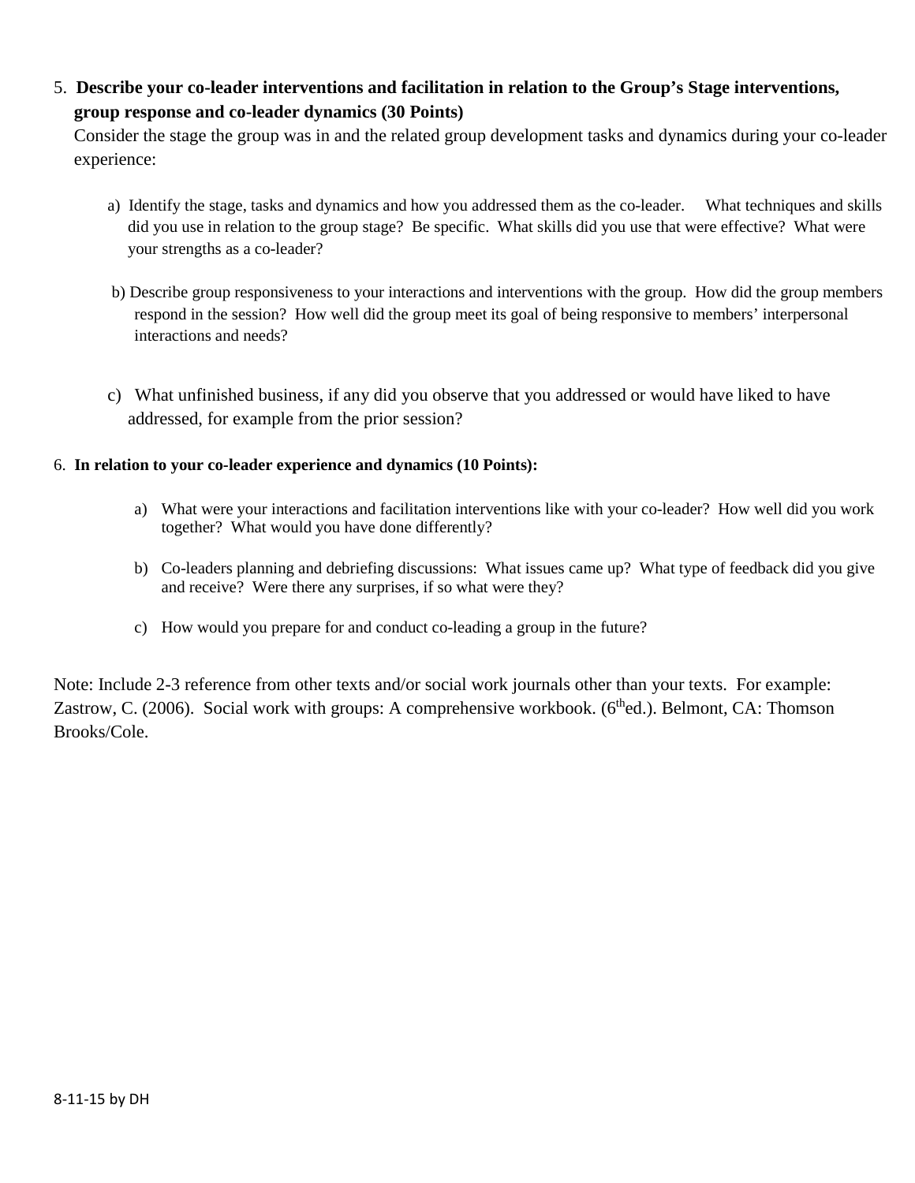5. **Describe your co-leader interventions and facilitation in relation to the Group's Stage interventions, group response and co-leader dynamics (30 Points)**
   Consider the stage the group was in and the related group development tasks and dynamics during your co-leader experience:

   a) Identify the stage, tasks and dynamics and how you addressed them as the co-leader. What techniques and skills did you use in relation to the group stage? Be specific. What skills did you use that were effective? What were your strengths as a co-leader?

   b) Describe group responsiveness to your interactions and interventions with the group. How did the group members respond in the session? How well did the group meet its goal of being responsive to members' interpersonal interactions and needs?

   c) What unfinished business, if any did you observe that you addressed or would have liked to have addressed, for example from the prior session?

6. **In relation to your co-leader experience and dynamics (10 Points):**

   a) What were your interactions and facilitation interventions like with your co-leader? How well did you work together? What would you have done differently?

   b) Co-leaders planning and debriefing discussions: What issues came up? What type of feedback did you give and receive? Were there any surprises, if so what were they?

   c) How would you prepare for and conduct co-leading a group in the future?

Note: Include 2-3 reference from other texts and/or social work journals other than your texts. For example: Zastrow, C. (2006). Social work with groups: A comprehensive workbook. (6th ed.). Belmont, CA: Thomson Brooks/Cole.

8-11-15 by DH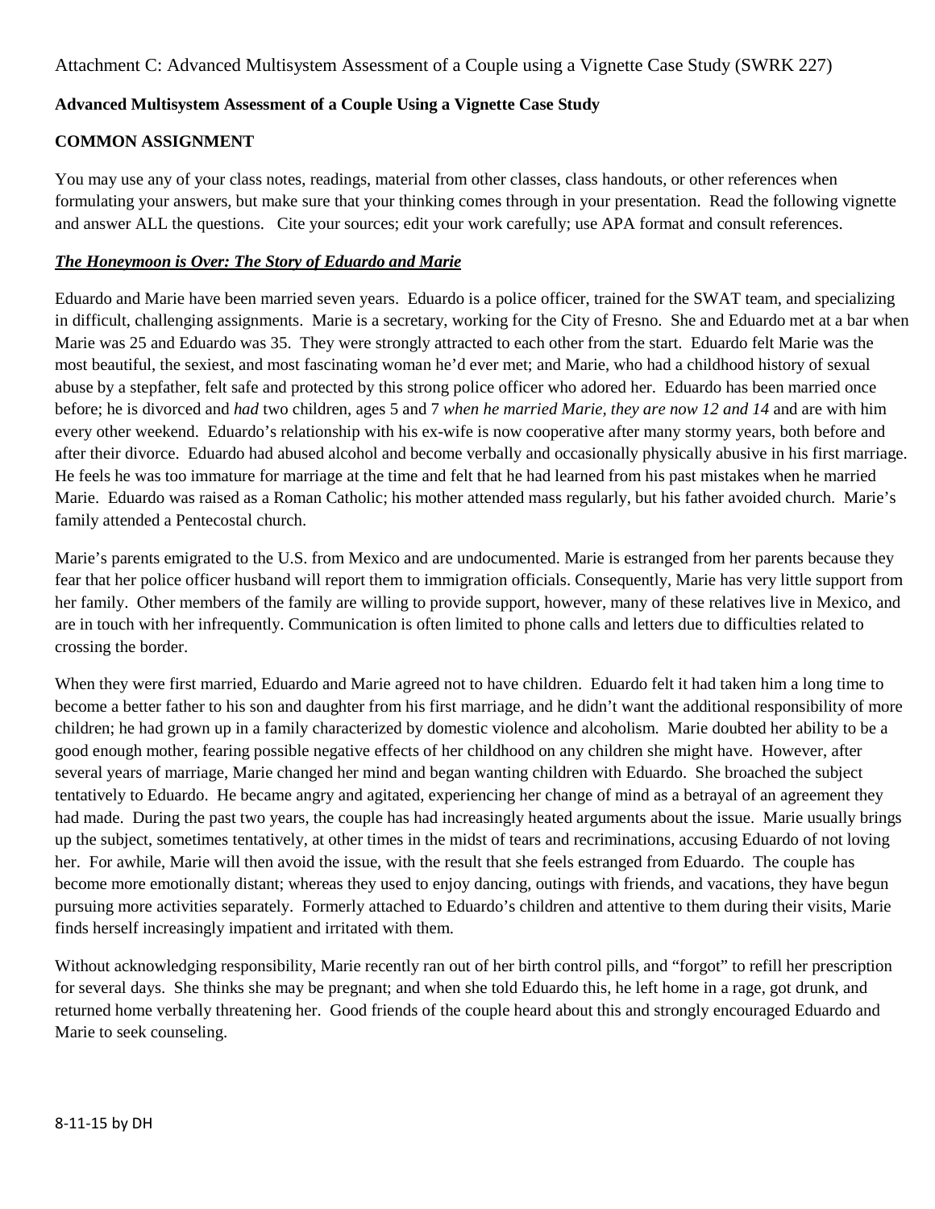Attachment C: Advanced Multisystem Assessment of a Couple using a Vignette Case Study (SWRK 227)

**Advanced Multisystem Assessment of a Couple Using a Vignette Case Study**

**COMMON ASSIGNMENT**

You may use any of your class notes, readings, material from other classes, class handouts, or other references when formulating your answers, but make sure that your thinking comes through in your presentation. Read the following vignette and answer ALL the questions. Cite your sources; edit your work carefully; use APA format and consult references.

***The Honeymoon is Over: The Story of Eduardo and Marie***

Eduardo and Marie have been married seven years. Eduardo is a police officer, trained for the SWAT team, and specializing in difficult, challenging assignments. Marie is a secretary, working for the City of Fresno. She and Eduardo met at a bar when Marie was 25 and Eduardo was 35. They were strongly attracted to each other from the start. Eduardo felt Marie was the most beautiful, the sexiest, and most fascinating woman he'd ever met; and Marie, who had a childhood history of sexual abuse by a stepfather, felt safe and protected by this strong police officer who adored her. Eduardo has been married once before; he is divorced and *had* two children, ages 5 and 7 *when he married Marie, they are now 12 and 14* and are with him every other weekend. Eduardo's relationship with his ex-wife is now cooperative after many stormy years, both before and after their divorce. Eduardo had abused alcohol and become verbally and occasionally physically abusive in his first marriage. He feels he was too immature for marriage at the time and felt that he had learned from his past mistakes when he married Marie. Eduardo was raised as a Roman Catholic; his mother attended mass regularly, but his father avoided church. Marie's family attended a Pentecostal church.

Marie's parents emigrated to the U.S. from Mexico and are undocumented. Marie is estranged from her parents because they fear that her police officer husband will report them to immigration officials. Consequently, Marie has very little support from her family. Other members of the family are willing to provide support, however, many of these relatives live in Mexico, and are in touch with her infrequently. Communication is often limited to phone calls and letters due to difficulties related to crossing the border.

When they were first married, Eduardo and Marie agreed not to have children. Eduardo felt it had taken him a long time to become a better father to his son and daughter from his first marriage, and he didn't want the additional responsibility of more children; he had grown up in a family characterized by domestic violence and alcoholism. Marie doubted her ability to be a good enough mother, fearing possible negative effects of her childhood on any children she might have. However, after several years of marriage, Marie changed her mind and began wanting children with Eduardo. She broached the subject tentatively to Eduardo. He became angry and agitated, experiencing her change of mind as a betrayal of an agreement they had made. During the past two years, the couple has had increasingly heated arguments about the issue. Marie usually brings up the subject, sometimes tentatively, at other times in the midst of tears and recriminations, accusing Eduardo of not loving her. For awhile, Marie will then avoid the issue, with the result that she feels estranged from Eduardo. The couple has become more emotionally distant; whereas they used to enjoy dancing, outings with friends, and vacations, they have begun pursuing more activities separately. Formerly attached to Eduardo's children and attentive to them during their visits, Marie finds herself increasingly impatient and irritated with them.

Without acknowledging responsibility, Marie recently ran out of her birth control pills, and "forgot" to refill her prescription for several days. She thinks she may be pregnant; and when she told Eduardo this, he left home in a rage, got drunk, and returned home verbally threatening her. Good friends of the couple heard about this and strongly encouraged Eduardo and Marie to seek counseling.

8-11-15 by DH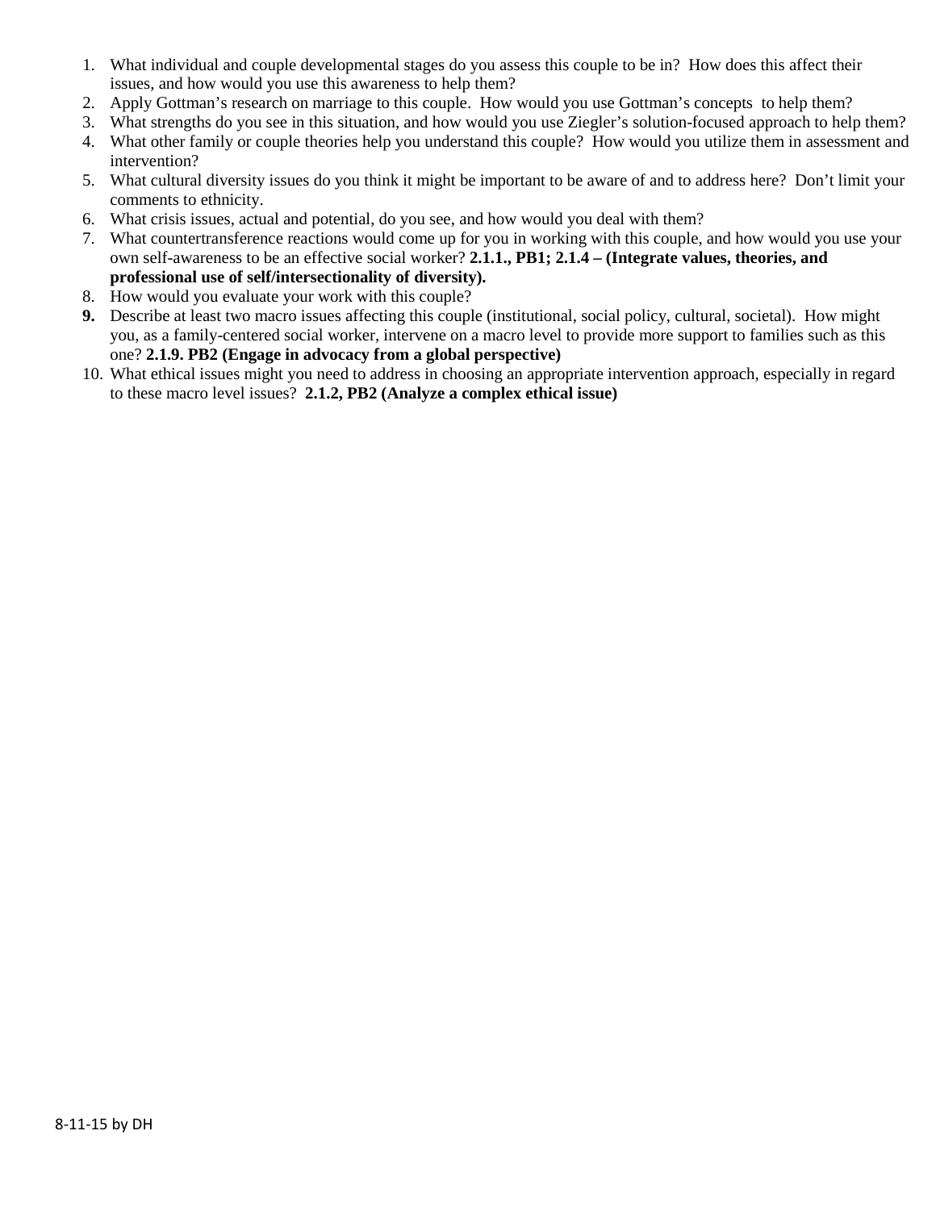1. What individual and couple developmental stages do you assess this couple to be in? How does this affect their issues, and how would you use this awareness to help them?
2. Apply Gottman's research on marriage to this couple. How would you use Gottman's concepts to help them?
3. What strengths do you see in this situation, and how would you use Ziegler's solution-focused approach to help them?
4. What other family or couple theories help you understand this couple? How would you utilize them in assessment and intervention?
5. What cultural diversity issues do you think it might be important to be aware of and to address here? Don't limit your comments to ethnicity.
6. What crisis issues, actual and potential, do you see, and how would you deal with them?
7. What countertransference reactions would come up for you in working with this couple, and how would you use your own self-awareness to be an effective social worker? **2.1.1., PB1; 2.1.4 – (Integrate values, theories, and professional use of self/intersectionality of diversity).**
8. How would you evaluate your work with this couple?
9. Describe at least two macro issues affecting this couple (institutional, social policy, cultural, societal). How might you, as a family-centered social worker, intervene on a macro level to provide more support to families such as this one? **2.1.9. PB2 (Engage in advocacy from a global perspective)**
10. What ethical issues might you need to address in choosing an appropriate intervention approach, especially in regard to these macro level issues? **2.1.2, PB2 (Analyze a complex ethical issue)**

8-11-15 by DH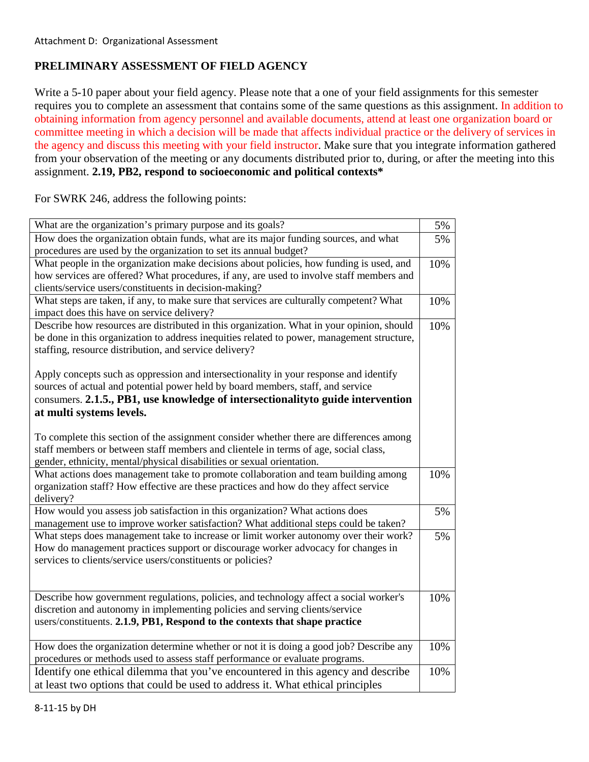Attachment D: Organizational Assessment

## PRELIMINARY ASSESSMENT OF FIELD AGENCY

Write a 5-10 paper about your field agency. Please note that a one of your field assignments for this semester requires you to complete an assessment that contains some of the same questions as this assignment. In addition to obtaining information from agency personnel and available documents, attend at least one organization board or committee meeting in which a decision will be made that affects individual practice or the delivery of services in the agency and discuss this meeting with your field instructor. Make sure that you integrate information gathered from your observation of the meeting or any documents distributed prior to, during, or after the meeting into this assignment. **2.19, PB2, respond to socioeconomic and political contexts***

For SWRK 246, address the following points:

| | |
|---|---|
| What are the organization's primary purpose and its goals? | 5% |
| How does the organization obtain funds, what are its major funding sources, and what procedures are used by the organization to set its annual budget? | 5% |
| What people in the organization make decisions about policies, how funding is used, and how services are offered? What procedures, if any, are used to involve staff members and clients/service users/constituents in decision-making? | 10% |
| What steps are taken, if any, to make sure that services are culturally competent? What impact does this have on service delivery? | 10% |
| Describe how resources are distributed in this organization. What in your opinion, should be done in this organization to address inequities related to power, management structure, staffing, resource distribution, and service delivery?<br><br>Apply concepts such as oppression and intersectionality in your response and identify sources of actual and potential power held by board members, staff, and service consumers. **2.1.5., PB1, use knowledge of intersectionalityto guide intervention at multi systems levels.**<br><br>To complete this section of the assignment consider whether there are differences among staff members or between staff members and clientele in terms of age, social class, gender, ethnicity, mental/physical disabilities or sexual orientation. | 10% |
| What actions does management take to promote collaboration and team building among organization staff? How effective are these practices and how do they affect service delivery? | 10% |
| How would you assess job satisfaction in this organization? What actions does management use to improve worker satisfaction? What additional steps could be taken? | 5% |
| What steps does management take to increase or limit worker autonomy over their work? How do management practices support or discourage worker advocacy for changes in services to clients/service users/constituents or policies? | 5% |
| Describe how government regulations, policies, and technology affect a social worker's discretion and autonomy in implementing policies and serving clients/service users/constituents. **2.1.9, PB1, Respond to the contexts that shape practice** | 10% |
| How does the organization determine whether or not it is doing a good job? Describe any procedures or methods used to assess staff performance or evaluate programs. | 10% |
| Identify one ethical dilemma that you've encountered in this agency and describe at least two options that could be used to address it. What ethical principles | 10% |

8-11-15 by DH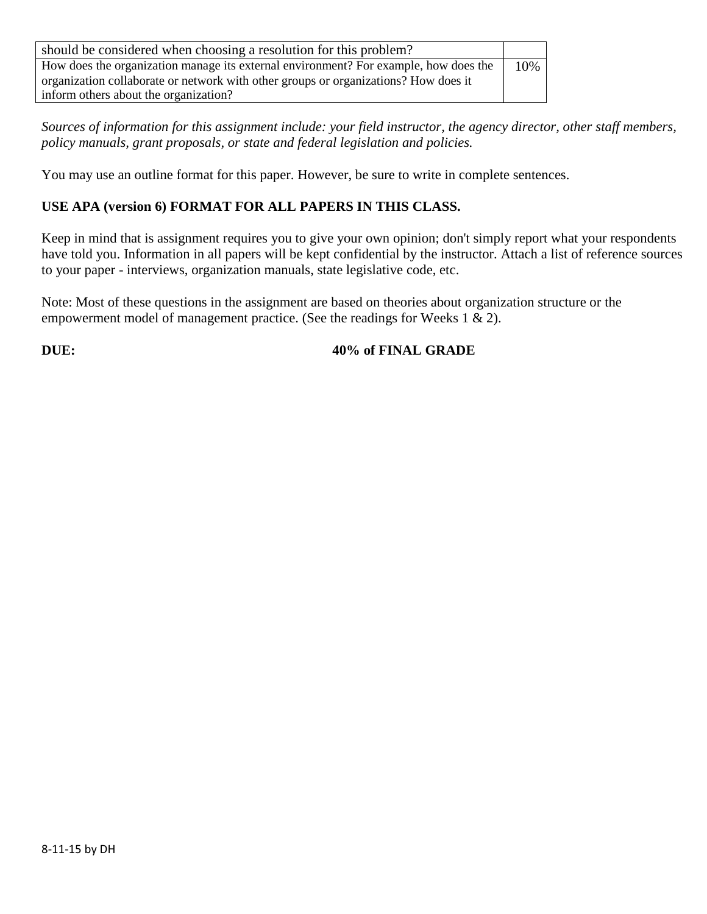| | |
|---|---|
| should be considered when choosing a resolution for this problem? | |
| How does the organization manage its external environment? For example, how does the organization collaborate or network with other groups or organizations? How does it inform others about the organization? | 10% |

*Sources of information for this assignment include: your field instructor, the agency director, other staff members, policy manuals, grant proposals, or state and federal legislation and policies.*

You may use an outline format for this paper. However, be sure to write in complete sentences.

**USE APA (version 6) FORMAT FOR ALL PAPERS IN THIS CLASS.**

Keep in mind that is assignment requires you to give your own opinion; don't simply report what your respondents have told you. Information in all papers will be kept confidential by the instructor. Attach a list of reference sources to your paper - interviews, organization manuals, state legislative code, etc.

Note: Most of these questions in the assignment are based on theories about organization structure or the empowerment model of management practice. (See the readings for Weeks 1 & 2).

**DUE:** **40% of FINAL GRADE**

8-11-15 by DH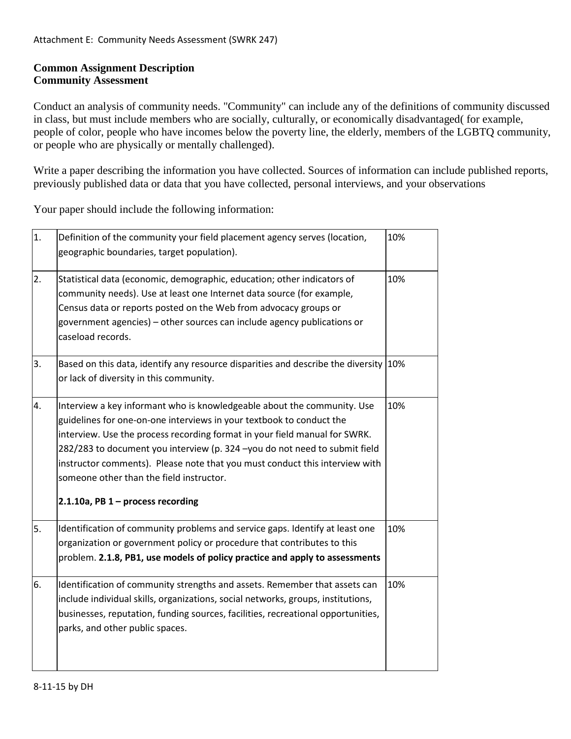Attachment E: Community Needs Assessment (SWRK 247)

**Common Assignment Description**
**Community Assessment**

Conduct an analysis of community needs. "Community" can include any of the definitions of community discussed in class, but must include members who are socially, culturally, or economically disadvantaged( for example, people of color, people who have incomes below the poverty line, the elderly, members of the LGBTQ community, or people who are physically or mentally challenged).

Write a paper describing the information you have collected. Sources of information can include published reports, previously published data or data that you have collected, personal interviews, and your observations

Your paper should include the following information:

| | | |
|---|---|---|
| 1. | Definition of the community your field placement agency serves (location, geographic boundaries, target population). | 10% |
| 2. | Statistical data (economic, demographic, education; other indicators of community needs). Use at least one Internet data source (for example, Census data or reports posted on the Web from advocacy groups or government agencies) – other sources can include agency publications or caseload records. | 10% |
| 3. | Based on this data, identify any resource disparities and describe the diversity or lack of diversity in this community. | 10% |
| 4. | Interview a key informant who is knowledgeable about the community. Use guidelines for one-on-one interviews in your textbook to conduct the interview. Use the process recording format in your field manual for SWRK. 282/283 to document you interview (p. 324 –you do not need to submit field instructor comments). Please note that you must conduct this interview with someone other than the field instructor. **2.1.10a, PB 1 – process recording** | 10% |
| 5. | Identification of community problems and service gaps. Identify at least one organization or government policy or procedure that contributes to this problem. **2.1.8, PB1, use models of policy practice and apply to assessments** | 10% |
| 6. | Identification of community strengths and assets. Remember that assets can include individual skills, organizations, social networks, groups, institutions, businesses, reputation, funding sources, facilities, recreational opportunities, parks, and other public spaces. | 10% |

8-11-15 by DH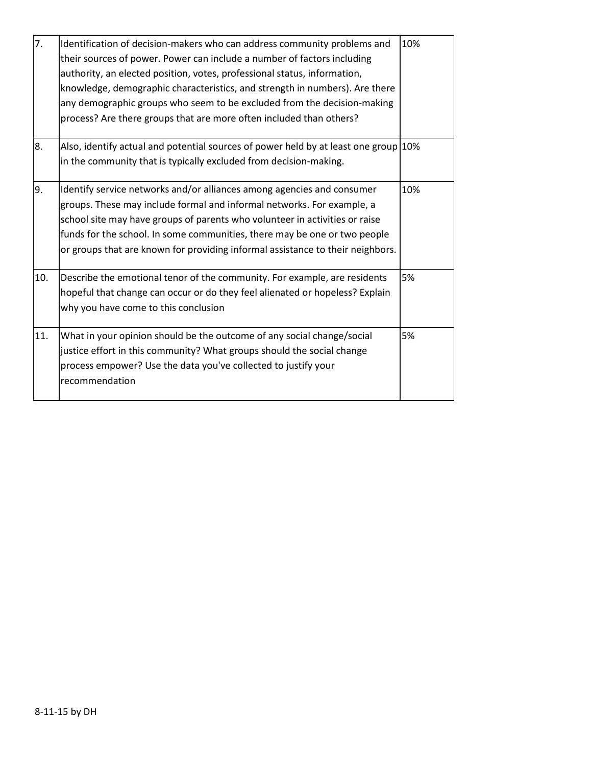| | | |
|---|---|---|
| 7. | Identification of decision-makers who can address community problems and their sources of power. Power can include a number of factors including authority, an elected position, votes, professional status, information, knowledge, demographic characteristics, and strength in numbers). Are there any demographic groups who seem to be excluded from the decision-making process? Are there groups that are more often included than others? | 10% |
| 8. | Also, identify actual and potential sources of power held by at least one group in the community that is typically excluded from decision-making. | 10% |
| 9. | Identify service networks and/or alliances among agencies and consumer groups. These may include formal and informal networks. For example, a school site may have groups of parents who volunteer in activities or raise funds for the school. In some communities, there may be one or two people or groups that are known for providing informal assistance to their neighbors. | 10% |
| 10. | Describe the emotional tenor of the community. For example, are residents hopeful that change can occur or do they feel alienated or hopeless? Explain why you have come to this conclusion | 5% |
| 11. | What in your opinion should be the outcome of any social change/social justice effort in this community? What groups should the social change process empower? Use the data you've collected to justify your recommendation | 5% |

8-11-15 by DH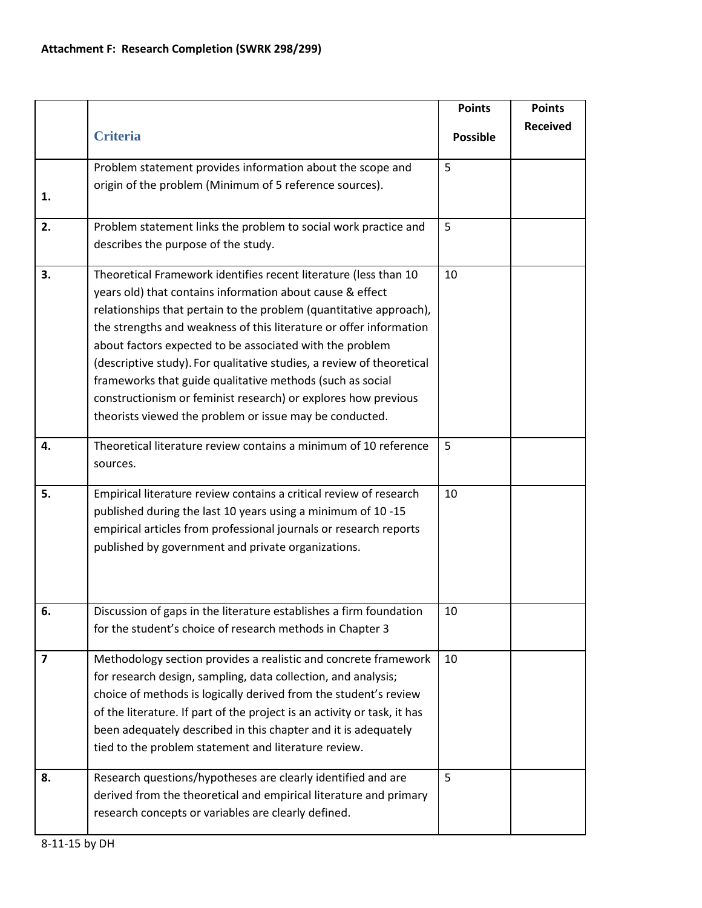**Attachment F: Research Completion (SWRK 298/299)**

| | Criteria | Points Possible | Points Received |
|---|---|---|---|
| 1. | Problem statement provides information about the scope and origin of the problem (Minimum of 5 reference sources). | 5 | |
| 2. | Problem statement links the problem to social work practice and describes the purpose of the study. | 5 | |
| 3. | Theoretical Framework identifies recent literature (less than 10 years old) that contains information about cause & effect relationships that pertain to the problem (quantitative approach), the strengths and weakness of this literature or offer information about factors expected to be associated with the problem (descriptive study). For qualitative studies, a review of theoretical frameworks that guide qualitative methods (such as social constructionism or feminist research) or explores how previous theorists viewed the problem or issue may be conducted. | 10 | |
| 4. | Theoretical literature review contains a minimum of 10 reference sources. | 5 | |
| 5. | Empirical literature review contains a critical review of research published during the last 10 years using a minimum of 10 -15 empirical articles from professional journals or research reports published by government and private organizations. | 10 | |
| 6. | Discussion of gaps in the literature establishes a firm foundation for the student's choice of research methods in Chapter 3 | 10 | |
| 7 | Methodology section provides a realistic and concrete framework for research design, sampling, data collection, and analysis; choice of methods is logically derived from the student's review of the literature. If part of the project is an activity or task, it has been adequately described in this chapter and it is adequately tied to the problem statement and literature review. | 10 | |
| 8. | Research questions/hypotheses are clearly identified and are derived from the theoretical and empirical literature and primary research concepts or variables are clearly defined. | 5 | |

8-11-15 by DH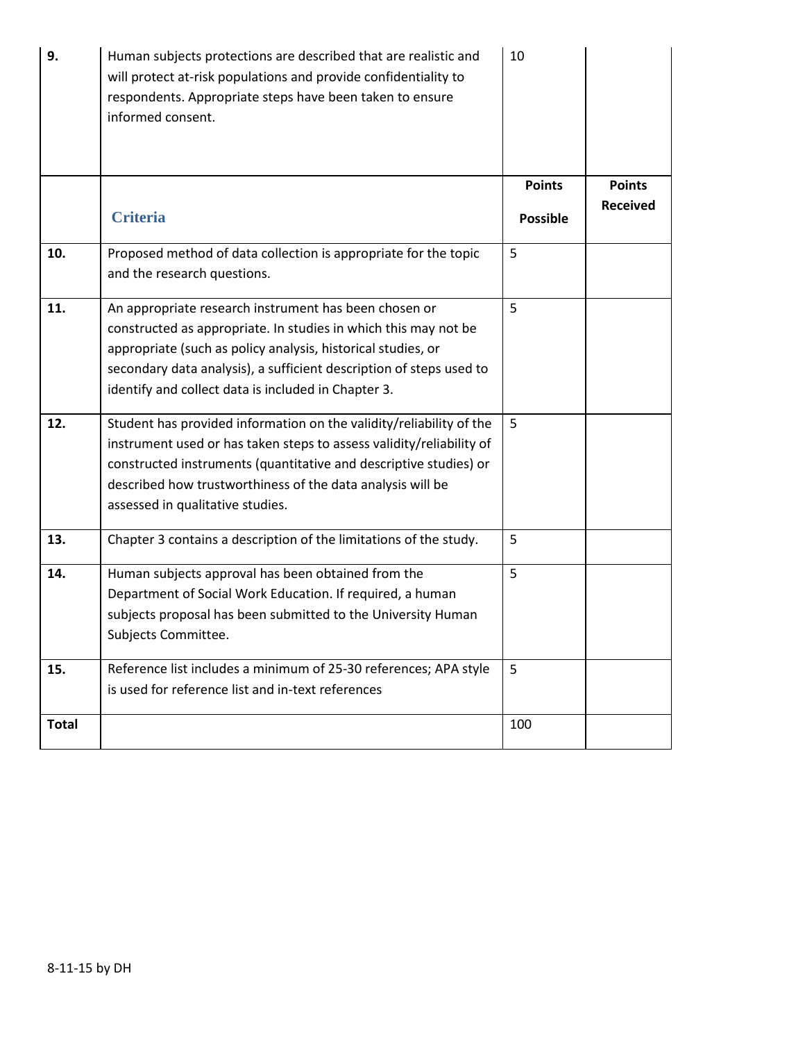| | | | |
|---|---|---|---|
| **9.** | Human subjects protections are described that are realistic and will protect at-risk populations and provide confidentiality to respondents. Appropriate steps have been taken to ensure informed consent. | 10 | |
| | **Criteria** | **Points Possible** | **Points Received** |
| **10.** | Proposed method of data collection is appropriate for the topic and the research questions. | 5 | |
| **11.** | An appropriate research instrument has been chosen or constructed as appropriate. In studies in which this may not be appropriate (such as policy analysis, historical studies, or secondary data analysis), a sufficient description of steps used to identify and collect data is included in Chapter 3. | 5 | |
| **12.** | Student has provided information on the validity/reliability of the instrument used or has taken steps to assess validity/reliability of constructed instruments (quantitative and descriptive studies) or described how trustworthiness of the data analysis will be assessed in qualitative studies. | 5 | |
| **13.** | Chapter 3 contains a description of the limitations of the study. | 5 | |
| **14.** | Human subjects approval has been obtained from the Department of Social Work Education. If required, a human subjects proposal has been submitted to the University Human Subjects Committee. | 5 | |
| **15.** | Reference list includes a minimum of 25-30 references; APA style is used for reference list and in-text references | 5 | |
| **Total** | | 100 | |

8-11-15 by DH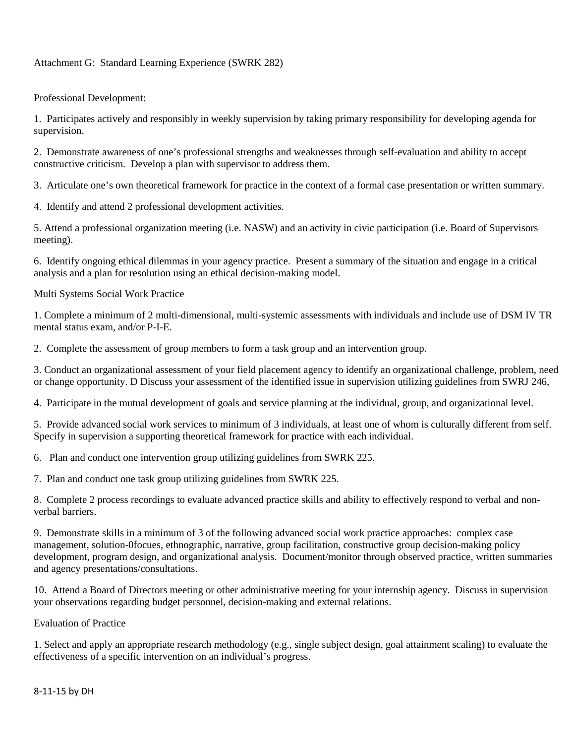Attachment G: Standard Learning Experience (SWRK 282)

Professional Development:

1. Participates actively and responsibly in weekly supervision by taking primary responsibility for developing agenda for supervision.

2. Demonstrate awareness of one's professional strengths and weaknesses through self-evaluation and ability to accept constructive criticism. Develop a plan with supervisor to address them.

3. Articulate one's own theoretical framework for practice in the context of a formal case presentation or written summary.

4. Identify and attend 2 professional development activities.

5. Attend a professional organization meeting (i.e. NASW) and an activity in civic participation (i.e. Board of Supervisors meeting).

6. Identify ongoing ethical dilemmas in your agency practice. Present a summary of the situation and engage in a critical analysis and a plan for resolution using an ethical decision-making model.

Multi Systems Social Work Practice

1. Complete a minimum of 2 multi-dimensional, multi-systemic assessments with individuals and include use of DSM IV TR mental status exam, and/or P-I-E.

2. Complete the assessment of group members to form a task group and an intervention group.

3. Conduct an organizational assessment of your field placement agency to identify an organizational challenge, problem, need or change opportunity. D Discuss your assessment of the identified issue in supervision utilizing guidelines from SWRJ 246,

4. Participate in the mutual development of goals and service planning at the individual, group, and organizational level.

5. Provide advanced social work services to minimum of 3 individuals, at least one of whom is culturally different from self. Specify in supervision a supporting theoretical framework for practice with each individual.

6. Plan and conduct one intervention group utilizing guidelines from SWRK 225.

7. Plan and conduct one task group utilizing guidelines from SWRK 225.

8. Complete 2 process recordings to evaluate advanced practice skills and ability to effectively respond to verbal and non-verbal barriers.

9. Demonstrate skills in a minimum of 3 of the following advanced social work practice approaches: complex case management, solution-0focues, ethnographic, narrative, group facilitation, constructive group decision-making policy development, program design, and organizational analysis. Document/monitor through observed practice, written summaries and agency presentations/consultations.

10. Attend a Board of Directors meeting or other administrative meeting for your internship agency. Discuss in supervision your observations regarding budget personnel, decision-making and external relations.

Evaluation of Practice

1. Select and apply an appropriate research methodology (e.g., single subject design, goal attainment scaling) to evaluate the effectiveness of a specific intervention on an individual's progress.

8-11-15 by DH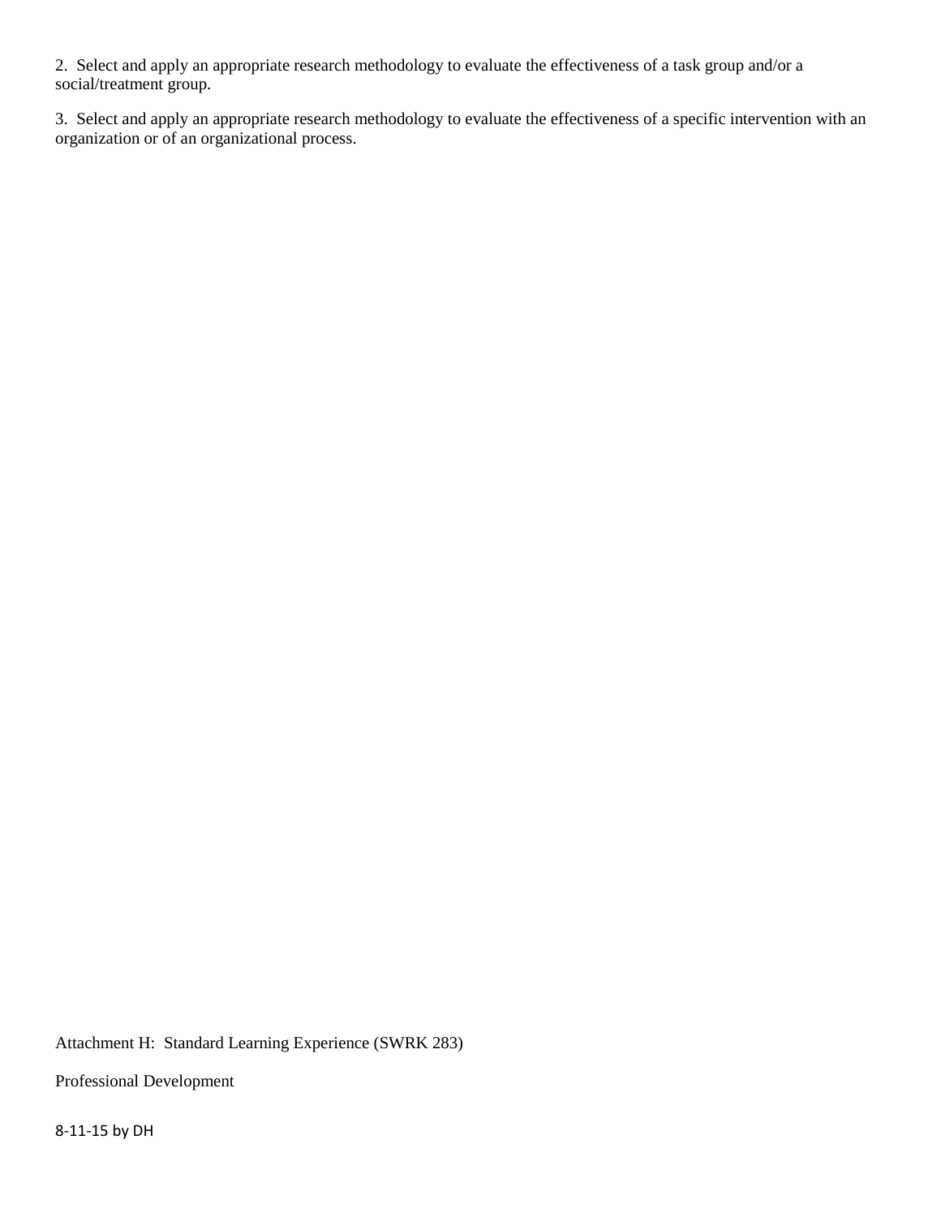2. Select and apply an appropriate research methodology to evaluate the effectiveness of a task group and/or a social/treatment group.

3. Select and apply an appropriate research methodology to evaluate the effectiveness of a specific intervention with an organization or of an organizational process.

Attachment H: Standard Learning Experience (SWRK 283)

Professional Development

8-11-15 by DH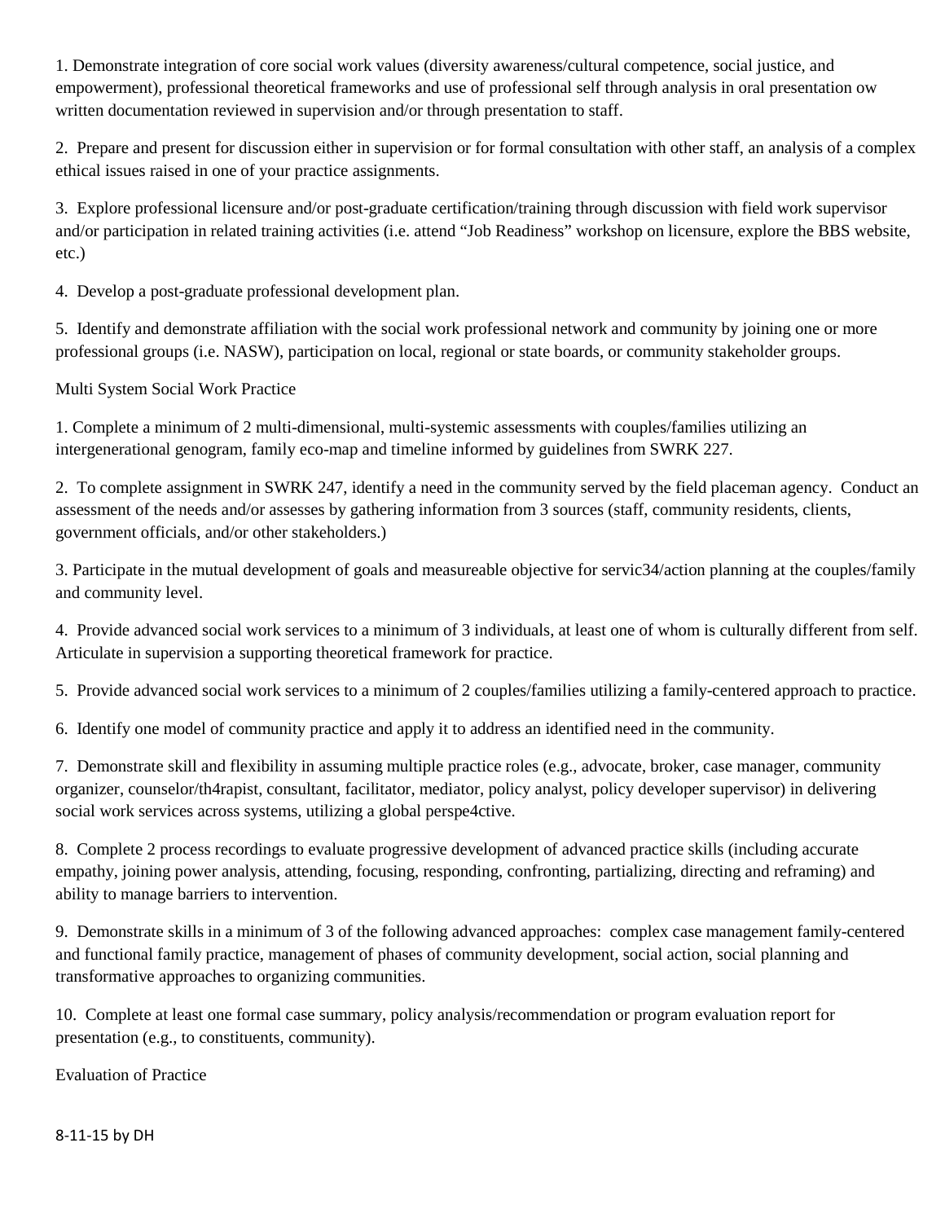1. Demonstrate integration of core social work values (diversity awareness/cultural competence, social justice, and empowerment), professional theoretical frameworks and use of professional self through analysis in oral presentation ow written documentation reviewed in supervision and/or through presentation to staff.

2. Prepare and present for discussion either in supervision or for formal consultation with other staff, an analysis of a complex ethical issues raised in one of your practice assignments.

3. Explore professional licensure and/or post-graduate certification/training through discussion with field work supervisor and/or participation in related training activities (i.e. attend "Job Readiness" workshop on licensure, explore the BBS website, etc.)

4. Develop a post-graduate professional development plan.

5. Identify and demonstrate affiliation with the social work professional network and community by joining one or more professional groups (i.e. NASW), participation on local, regional or state boards, or community stakeholder groups.

Multi System Social Work Practice

1. Complete a minimum of 2 multi-dimensional, multi-systemic assessments with couples/families utilizing an intergenerational genogram, family eco-map and timeline informed by guidelines from SWRK 227.

2. To complete assignment in SWRK 247, identify a need in the community served by the field placeman agency. Conduct an assessment of the needs and/or assesses by gathering information from 3 sources (staff, community residents, clients, government officials, and/or other stakeholders.)

3. Participate in the mutual development of goals and measureable objective for servic34/action planning at the couples/family and community level.

4. Provide advanced social work services to a minimum of 3 individuals, at least one of whom is culturally different from self. Articulate in supervision a supporting theoretical framework for practice.

5. Provide advanced social work services to a minimum of 2 couples/families utilizing a family-centered approach to practice.

6. Identify one model of community practice and apply it to address an identified need in the community.

7. Demonstrate skill and flexibility in assuming multiple practice roles (e.g., advocate, broker, case manager, community organizer, counselor/th4rapist, consultant, facilitator, mediator, policy analyst, policy developer supervisor) in delivering social work services across systems, utilizing a global perspe4ctive.

8. Complete 2 process recordings to evaluate progressive development of advanced practice skills (including accurate empathy, joining power analysis, attending, focusing, responding, confronting, partializing, directing and reframing) and ability to manage barriers to intervention.

9. Demonstrate skills in a minimum of 3 of the following advanced approaches: complex case management family-centered and functional family practice, management of phases of community development, social action, social planning and transformative approaches to organizing communities.

10. Complete at least one formal case summary, policy analysis/recommendation or program evaluation report for presentation (e.g., to constituents, community).

Evaluation of Practice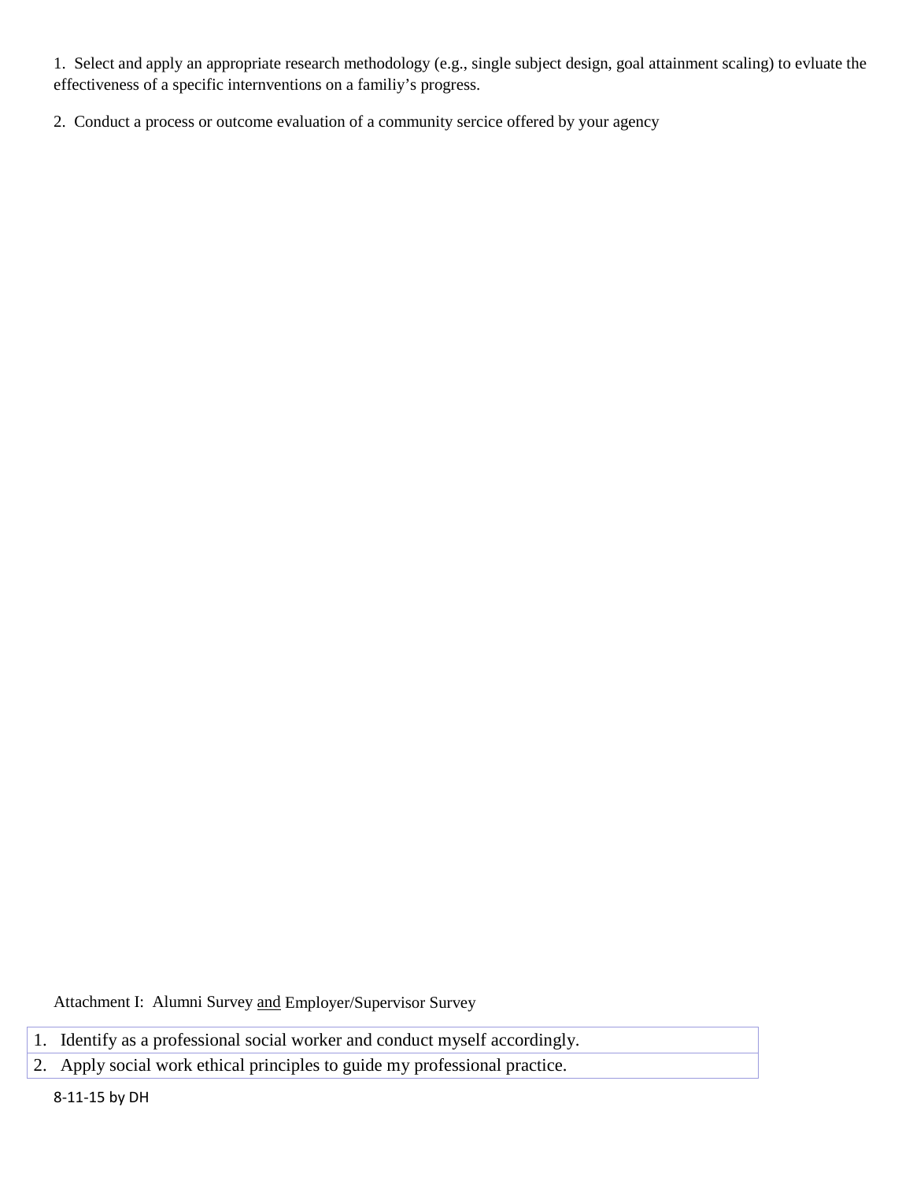1. Select and apply an appropriate research methodology (e.g., single subject design, goal attainment scaling) to evluate the effectiveness of a specific internventions on a familiy's progress.

2. Conduct a process or outcome evaluation of a community sercice offered by your agency

Attachment I: Alumni Survey <u>and</u> Employer/Supervisor Survey

| 1. Identify as a professional social worker and conduct myself accordingly. |
|---|
| 2. Apply social work ethical principles to guide my professional practice. |

8-11-15 by DH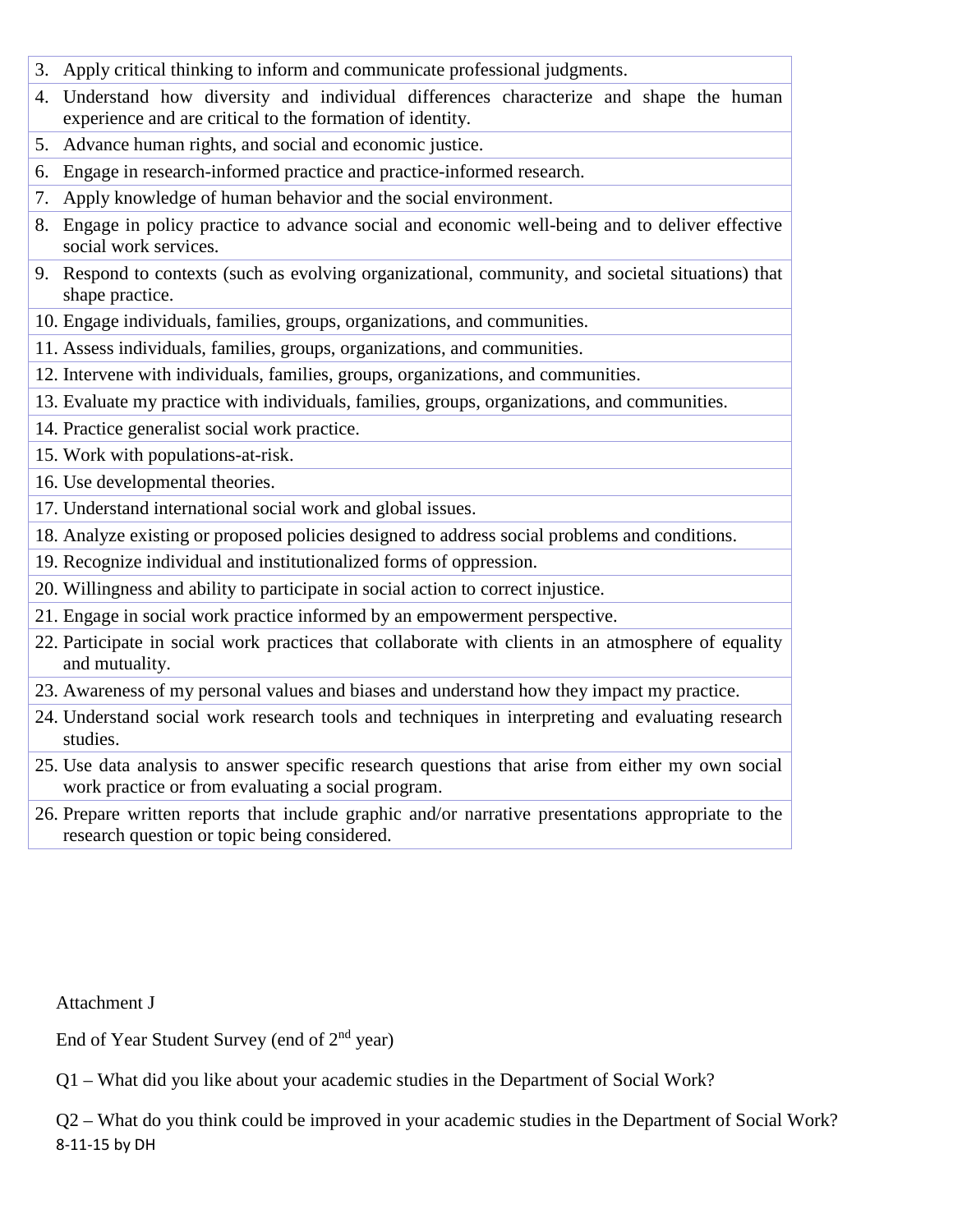| |
|---|
| 3. Apply critical thinking to inform and communicate professional judgments. |
| 4. Understand how diversity and individual differences characterize and shape the human experience and are critical to the formation of identity. |
| 5. Advance human rights, and social and economic justice. |
| 6. Engage in research-informed practice and practice-informed research. |
| 7. Apply knowledge of human behavior and the social environment. |
| 8. Engage in policy practice to advance social and economic well-being and to deliver effective social work services. |
| 9. Respond to contexts (such as evolving organizational, community, and societal situations) that shape practice. |
| 10. Engage individuals, families, groups, organizations, and communities. |
| 11. Assess individuals, families, groups, organizations, and communities. |
| 12. Intervene with individuals, families, groups, organizations, and communities. |
| 13. Evaluate my practice with individuals, families, groups, organizations, and communities. |
| 14. Practice generalist social work practice. |
| 15. Work with populations-at-risk. |
| 16. Use developmental theories. |
| 17. Understand international social work and global issues. |
| 18. Analyze existing or proposed policies designed to address social problems and conditions. |
| 19. Recognize individual and institutionalized forms of oppression. |
| 20. Willingness and ability to participate in social action to correct injustice. |
| 21. Engage in social work practice informed by an empowerment perspective. |
| 22. Participate in social work practices that collaborate with clients in an atmosphere of equality and mutuality. |
| 23. Awareness of my personal values and biases and understand how they impact my practice. |
| 24. Understand social work research tools and techniques in interpreting and evaluating research studies. |
| 25. Use data analysis to answer specific research questions that arise from either my own social work practice or from evaluating a social program. |
| 26. Prepare written reports that include graphic and/or narrative presentations appropriate to the research question or topic being considered. |

Attachment J

End of Year Student Survey (end of 2nd year)

Q1 – What did you like about your academic studies in the Department of Social Work?

Q2 – What do you think could be improved in your academic studies in the Department of Social Work?

8-11-15 by DH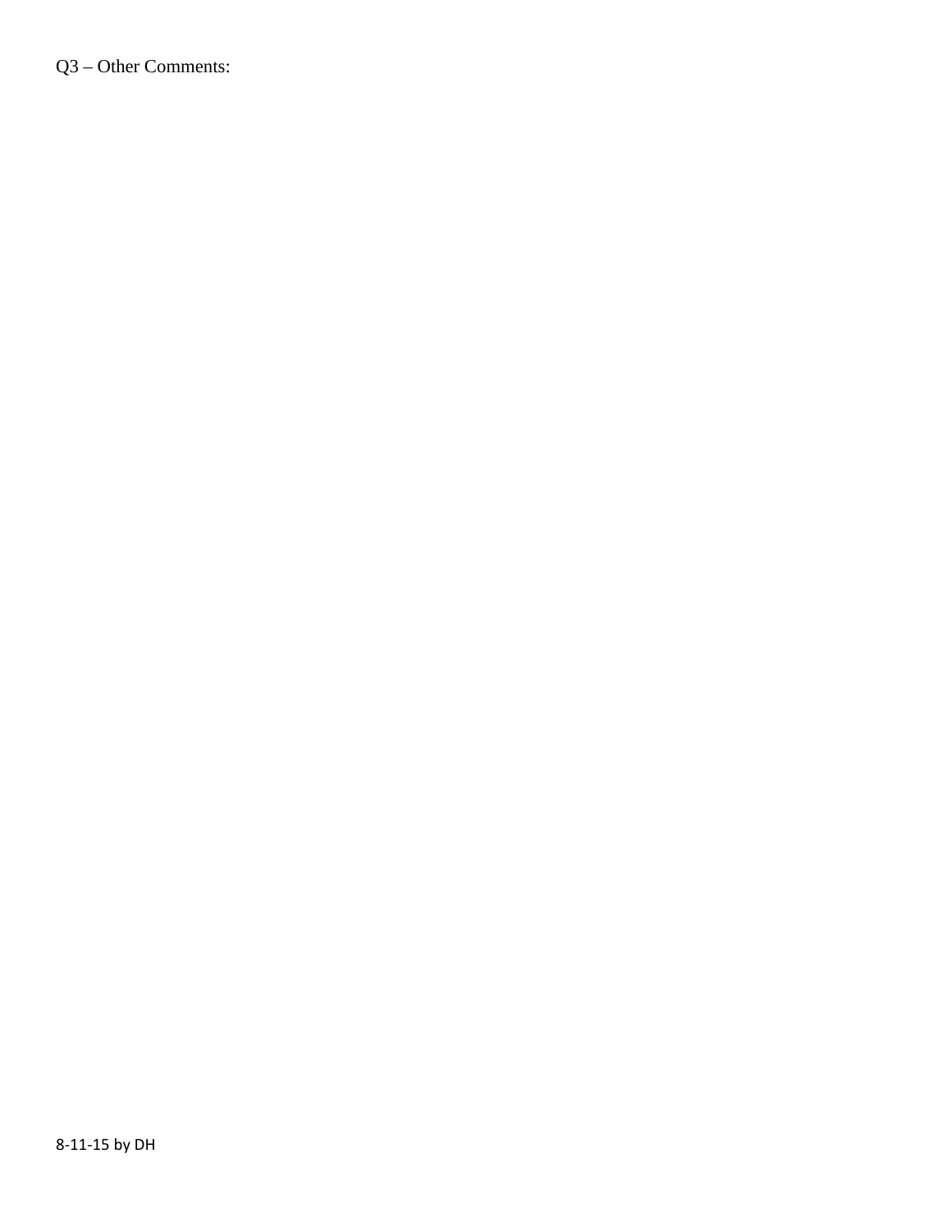Q3 – Other Comments:

8-11-15 by DH